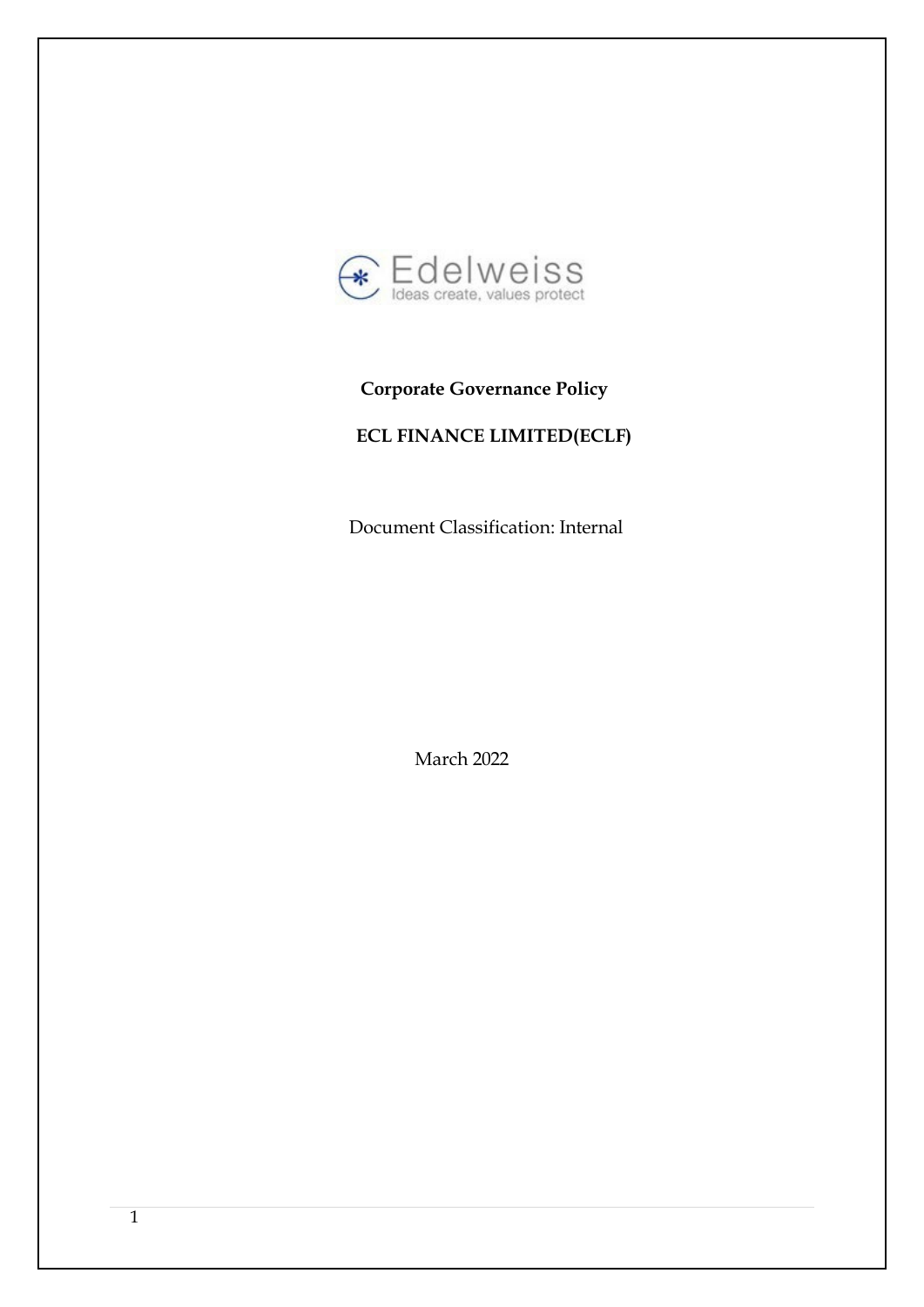Edelweiss
Ideas create, values protect

**Corporate Governance Policy**

**ECL FINANCE LIMITED(ECLF)**

Document Classification: Internal

March 2022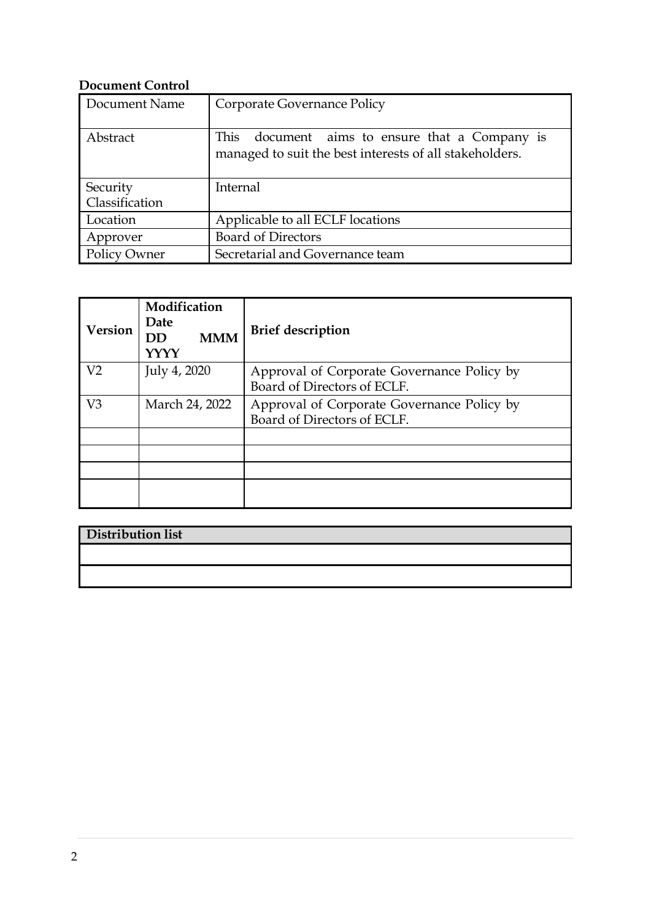**Document Control**

| Document Name | Corporate Governance Policy |
|---|---|
| Abstract | This document aims to ensure that a Company is managed to suit the best interests of all stakeholders. |
| Security Classification | Internal |
| Location | Applicable to all ECLF locations |
| Approver | Board of Directors |
| Policy Owner | Secretarial and Governance team |

| Version | Modification Date DD MMM YYYY | Brief description |
|---|---|---|
| V2 | July 4, 2020 | Approval of Corporate Governance Policy by Board of Directors of ECLF. |
| V3 | March 24, 2022 | Approval of Corporate Governance Policy by Board of Directors of ECLF. |
| | | |
| | | |
| | | |
| | | |

| Distribution list |
|---|
| |
| |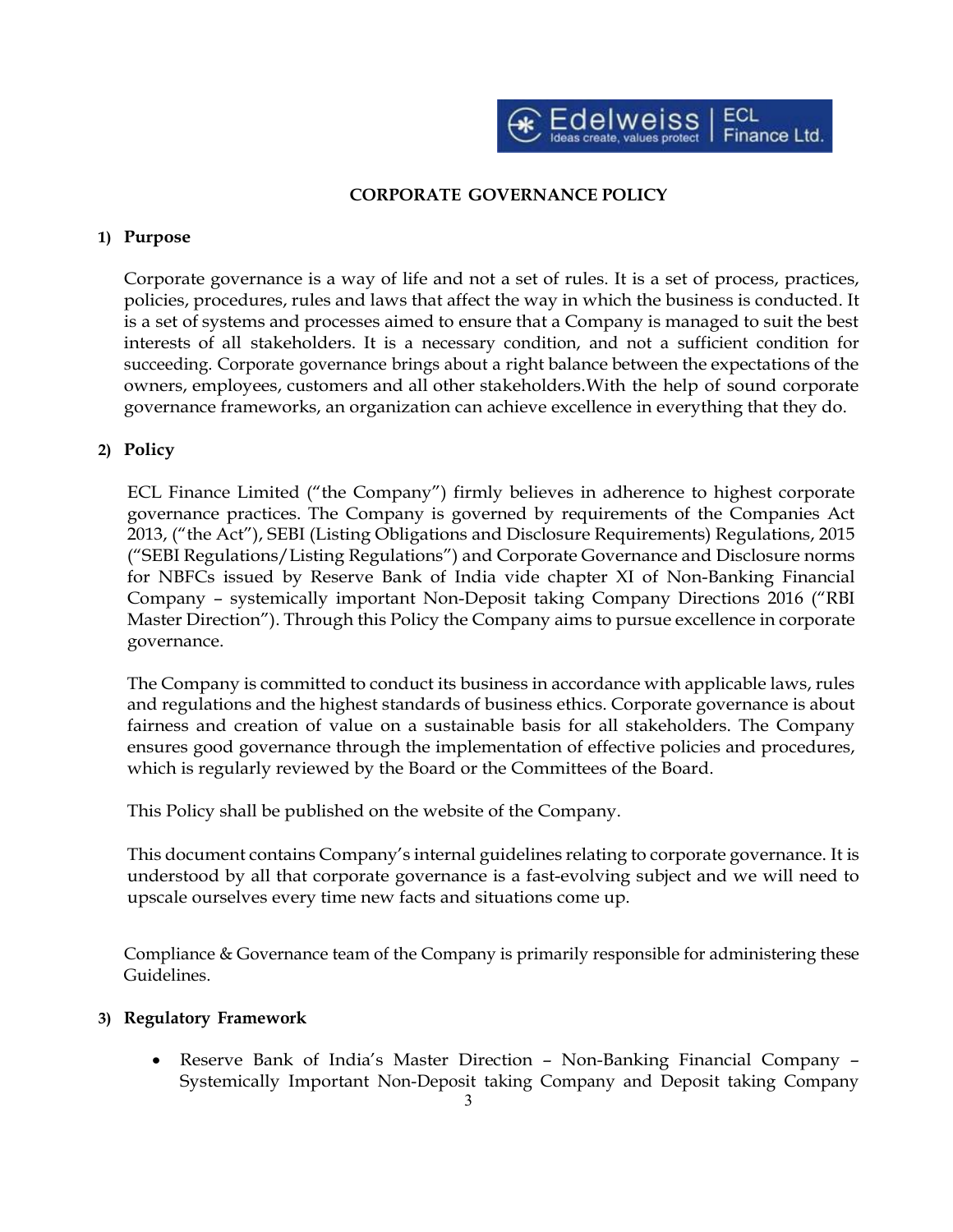# CORPORATE GOVERNANCE POLICY

## 1) Purpose

Corporate governance is a way of life and not a set of rules. It is a set of process, practices, policies, procedures, rules and laws that affect the way in which the business is conducted. It is a set of systems and processes aimed to ensure that a Company is managed to suit the best interests of all stakeholders. It is a necessary condition, and not a sufficient condition for succeeding. Corporate governance brings about a right balance between the expectations of the owners, employees, customers and all other stakeholders.With the help of sound corporate governance frameworks, an organization can achieve excellence in everything that they do.

## 2) Policy

ECL Finance Limited ("the Company") firmly believes in adherence to highest corporate governance practices. The Company is governed by requirements of the Companies Act 2013, ("the Act"), SEBI (Listing Obligations and Disclosure Requirements) Regulations, 2015 ("SEBI Regulations/Listing Regulations") and Corporate Governance and Disclosure norms for NBFCs issued by Reserve Bank of India vide chapter XI of Non-Banking Financial Company – systemically important Non-Deposit taking Company Directions 2016 ("RBI Master Direction"). Through this Policy the Company aims to pursue excellence in corporate governance.

The Company is committed to conduct its business in accordance with applicable laws, rules and regulations and the highest standards of business ethics. Corporate governance is about fairness and creation of value on a sustainable basis for all stakeholders. The Company ensures good governance through the implementation of effective policies and procedures, which is regularly reviewed by the Board or the Committees of the Board.

This Policy shall be published on the website of the Company.

This document contains Company's internal guidelines relating to corporate governance. It is understood by all that corporate governance is a fast-evolving subject and we will need to upscale ourselves every time new facts and situations come up.

Compliance & Governance team of the Company is primarily responsible for administering these Guidelines.

## 3) Regulatory Framework

- Reserve Bank of India's Master Direction – Non-Banking Financial Company – Systemically Important Non-Deposit taking Company and Deposit taking Company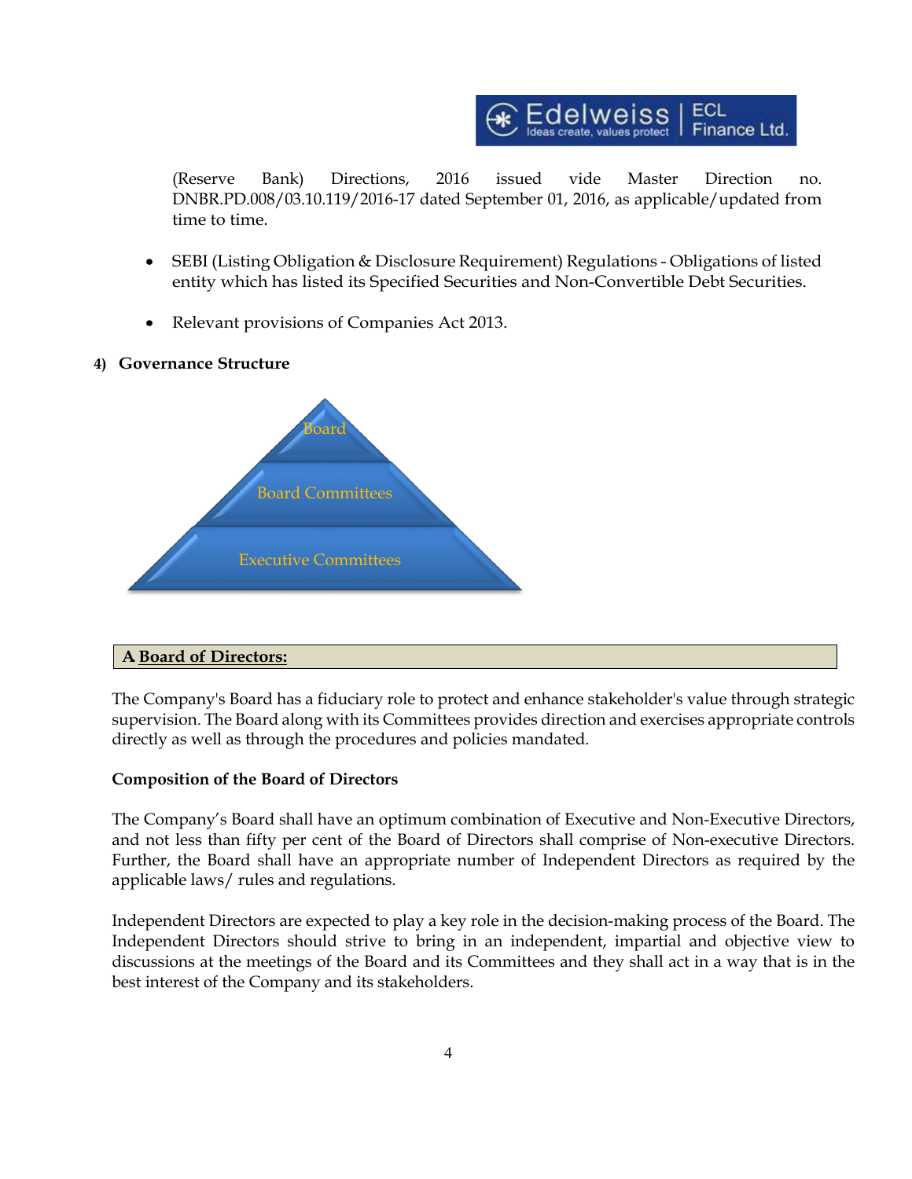(Reserve Bank) Directions, 2016 issued vide Master Direction no. DNBR.PD.008/03.10.119/2016-17 dated September 01, 2016, as applicable/updated from time to time.

- SEBI (Listing Obligation & Disclosure Requirement) Regulations - Obligations of listed entity which has listed its Specified Securities and Non-Convertible Debt Securities.

- Relevant provisions of Companies Act 2013.

## 4) Governance Structure

Board

Board Committees

Executive Committees

## A Board of Directors:

The Company's Board has a fiduciary role to protect and enhance stakeholder's value through strategic supervision. The Board along with its Committees provides direction and exercises appropriate controls directly as well as through the procedures and policies mandated.

**Composition of the Board of Directors**

The Company's Board shall have an optimum combination of Executive and Non-Executive Directors, and not less than fifty per cent of the Board of Directors shall comprise of Non-executive Directors. Further, the Board shall have an appropriate number of Independent Directors as required by the applicable laws/ rules and regulations.

Independent Directors are expected to play a key role in the decision-making process of the Board. The Independent Directors should strive to bring in an independent, impartial and objective view to discussions at the meetings of the Board and its Committees and they shall act in a way that is in the best interest of the Company and its stakeholders.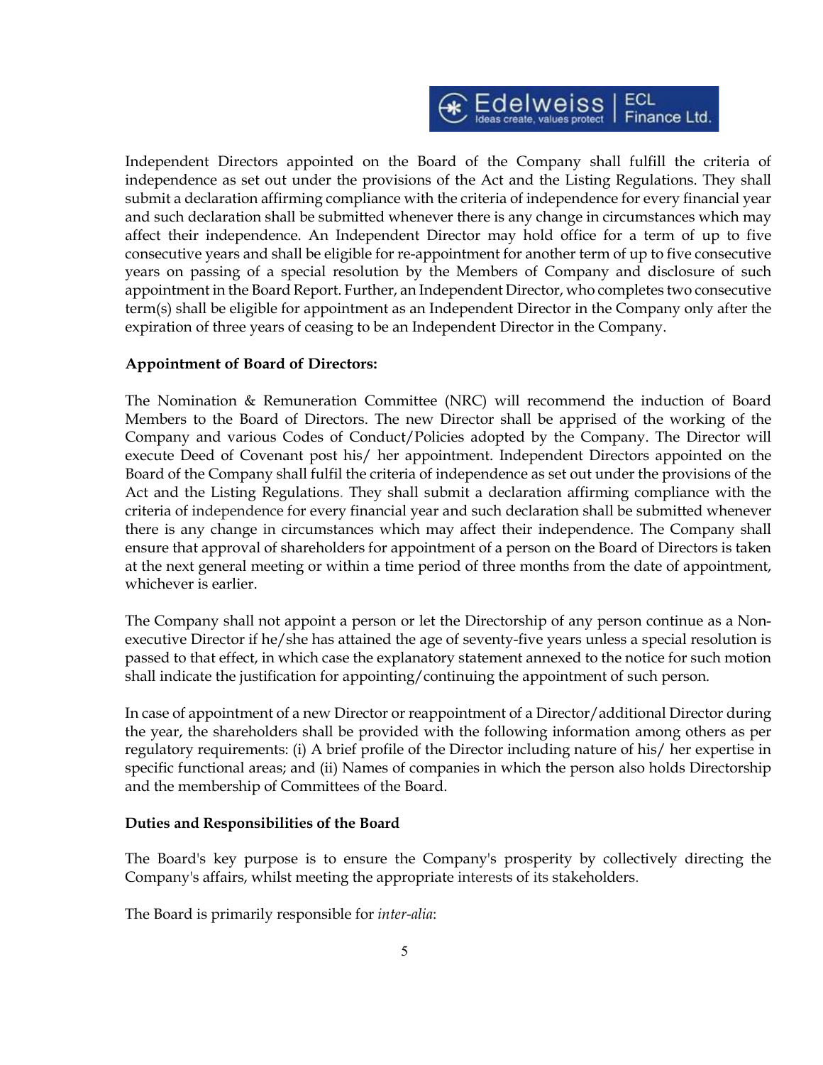Independent Directors appointed on the Board of the Company shall fulfill the criteria of independence as set out under the provisions of the Act and the Listing Regulations. They shall submit a declaration affirming compliance with the criteria of independence for every financial year and such declaration shall be submitted whenever there is any change in circumstances which may affect their independence. An Independent Director may hold office for a term of up to five consecutive years and shall be eligible for re-appointment for another term of up to five consecutive years on passing of a special resolution by the Members of Company and disclosure of such appointment in the Board Report. Further, an Independent Director, who completes two consecutive term(s) shall be eligible for appointment as an Independent Director in the Company only after the expiration of three years of ceasing to be an Independent Director in the Company.

**Appointment of Board of Directors:**

The Nomination & Remuneration Committee (NRC) will recommend the induction of Board Members to the Board of Directors. The new Director shall be apprised of the working of the Company and various Codes of Conduct/Policies adopted by the Company. The Director will execute Deed of Covenant post his/ her appointment. Independent Directors appointed on the Board of the Company shall fulfil the criteria of independence as set out under the provisions of the Act and the Listing Regulations. They shall submit a declaration affirming compliance with the criteria of independence for every financial year and such declaration shall be submitted whenever there is any change in circumstances which may affect their independence. The Company shall ensure that approval of shareholders for appointment of a person on the Board of Directors is taken at the next general meeting or within a time period of three months from the date of appointment, whichever is earlier.

The Company shall not appoint a person or let the Directorship of any person continue as a Non-executive Director if he/she has attained the age of seventy-five years unless a special resolution is passed to that effect, in which case the explanatory statement annexed to the notice for such motion shall indicate the justification for appointing/continuing the appointment of such person.

In case of appointment of a new Director or reappointment of a Director/additional Director during the year, the shareholders shall be provided with the following information among others as per regulatory requirements: (i) A brief profile of the Director including nature of his/ her expertise in specific functional areas; and (ii) Names of companies in which the person also holds Directorship and the membership of Committees of the Board.

**Duties and Responsibilities of the Board**

The Board's key purpose is to ensure the Company's prosperity by collectively directing the Company's affairs, whilst meeting the appropriate interests of its stakeholders.

The Board is primarily responsible for *inter-alia*: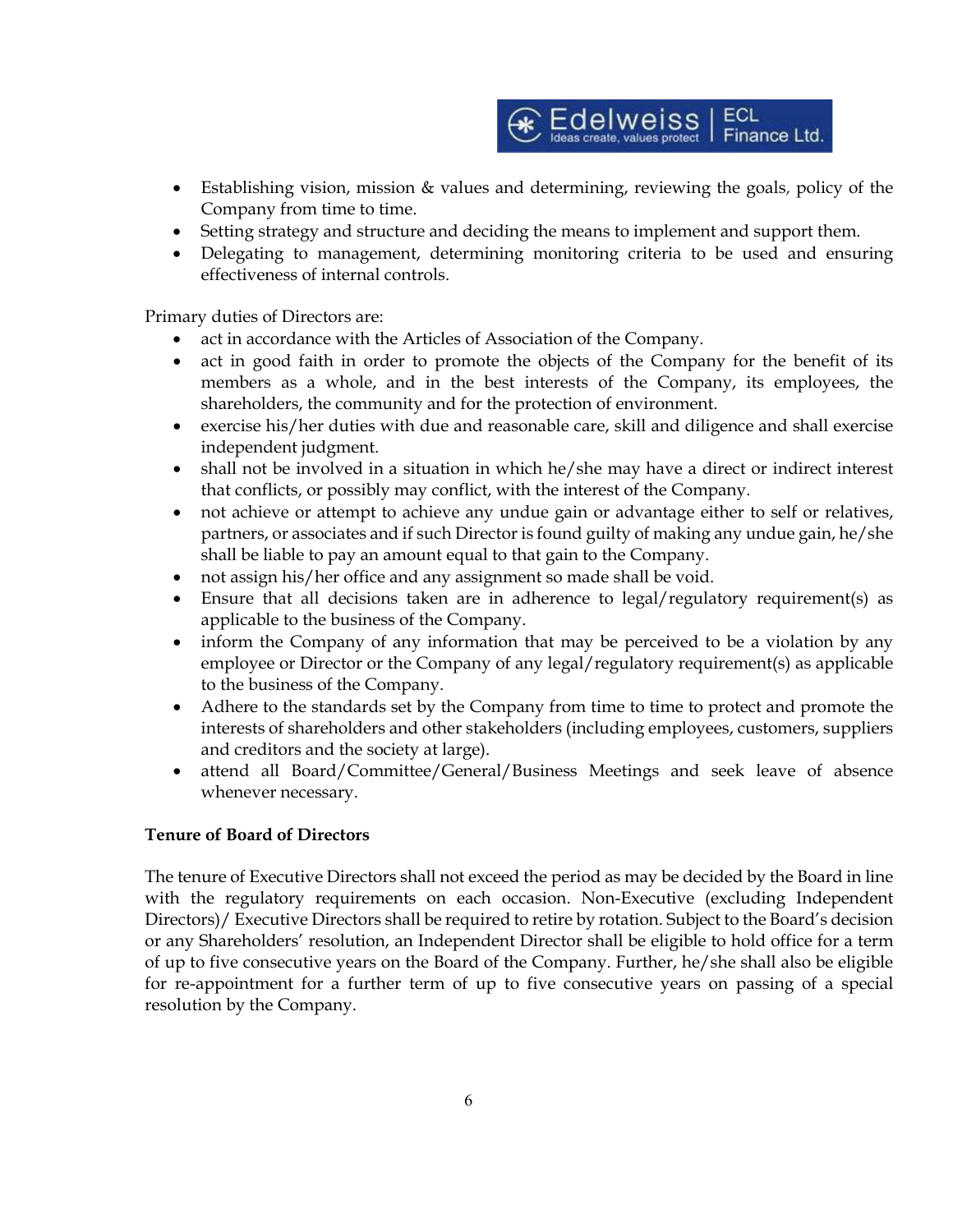- Establishing vision, mission & values and determining, reviewing the goals, policy of the Company from time to time.
- Setting strategy and structure and deciding the means to implement and support them.
- Delegating to management, determining monitoring criteria to be used and ensuring effectiveness of internal controls.

Primary duties of Directors are:

- act in accordance with the Articles of Association of the Company.
- act in good faith in order to promote the objects of the Company for the benefit of its members as a whole, and in the best interests of the Company, its employees, the shareholders, the community and for the protection of environment.
- exercise his/her duties with due and reasonable care, skill and diligence and shall exercise independent judgment.
- shall not be involved in a situation in which he/she may have a direct or indirect interest that conflicts, or possibly may conflict, with the interest of the Company.
- not achieve or attempt to achieve any undue gain or advantage either to self or relatives, partners, or associates and if such Director is found guilty of making any undue gain, he/she shall be liable to pay an amount equal to that gain to the Company.
- not assign his/her office and any assignment so made shall be void.
- Ensure that all decisions taken are in adherence to legal/regulatory requirement(s) as applicable to the business of the Company.
- inform the Company of any information that may be perceived to be a violation by any employee or Director or the Company of any legal/regulatory requirement(s) as applicable to the business of the Company.
- Adhere to the standards set by the Company from time to time to protect and promote the interests of shareholders and other stakeholders (including employees, customers, suppliers and creditors and the society at large).
- attend all Board/Committee/General/Business Meetings and seek leave of absence whenever necessary.

**Tenure of Board of Directors**

The tenure of Executive Directors shall not exceed the period as may be decided by the Board in line with the regulatory requirements on each occasion. Non-Executive (excluding Independent Directors)/ Executive Directors shall be required to retire by rotation. Subject to the Board's decision or any Shareholders' resolution, an Independent Director shall be eligible to hold office for a term of up to five consecutive years on the Board of the Company. Further, he/she shall also be eligible for re-appointment for a further term of up to five consecutive years on passing of a special resolution by the Company.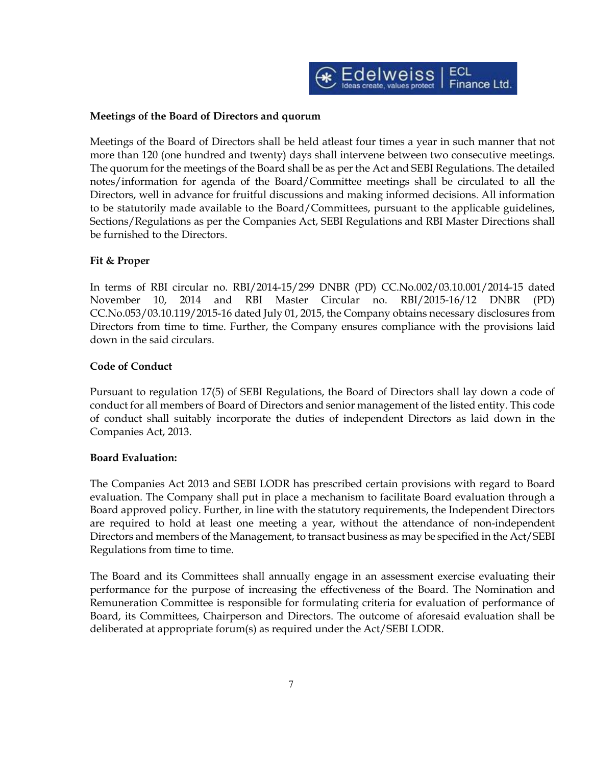**Meetings of the Board of Directors and quorum**

Meetings of the Board of Directors shall be held atleast four times a year in such manner that not more than 120 (one hundred and twenty) days shall intervene between two consecutive meetings. The quorum for the meetings of the Board shall be as per the Act and SEBI Regulations. The detailed notes/information for agenda of the Board/Committee meetings shall be circulated to all the Directors, well in advance for fruitful discussions and making informed decisions. All information to be statutorily made available to the Board/Committees, pursuant to the applicable guidelines, Sections/Regulations as per the Companies Act, SEBI Regulations and RBI Master Directions shall be furnished to the Directors.

**Fit & Proper**

In terms of RBI circular no. RBI/2014-15/299 DNBR (PD) CC.No.002/03.10.001/2014-15 dated November 10, 2014 and RBI Master Circular no. RBI/2015-16/12 DNBR (PD) CC.No.053/03.10.119/2015-16 dated July 01, 2015, the Company obtains necessary disclosures from Directors from time to time. Further, the Company ensures compliance with the provisions laid down in the said circulars.

**Code of Conduct**

Pursuant to regulation 17(5) of SEBI Regulations, the Board of Directors shall lay down a code of conduct for all members of Board of Directors and senior management of the listed entity. This code of conduct shall suitably incorporate the duties of independent Directors as laid down in the Companies Act, 2013.

**Board Evaluation:**

The Companies Act 2013 and SEBI LODR has prescribed certain provisions with regard to Board evaluation. The Company shall put in place a mechanism to facilitate Board evaluation through a Board approved policy. Further, in line with the statutory requirements, the Independent Directors are required to hold at least one meeting a year, without the attendance of non-independent Directors and members of the Management, to transact business as may be specified in the Act/SEBI Regulations from time to time.

The Board and its Committees shall annually engage in an assessment exercise evaluating their performance for the purpose of increasing the effectiveness of the Board. The Nomination and Remuneration Committee is responsible for formulating criteria for evaluation of performance of Board, its Committees, Chairperson and Directors. The outcome of aforesaid evaluation shall be deliberated at appropriate forum(s) as required under the Act/SEBI LODR.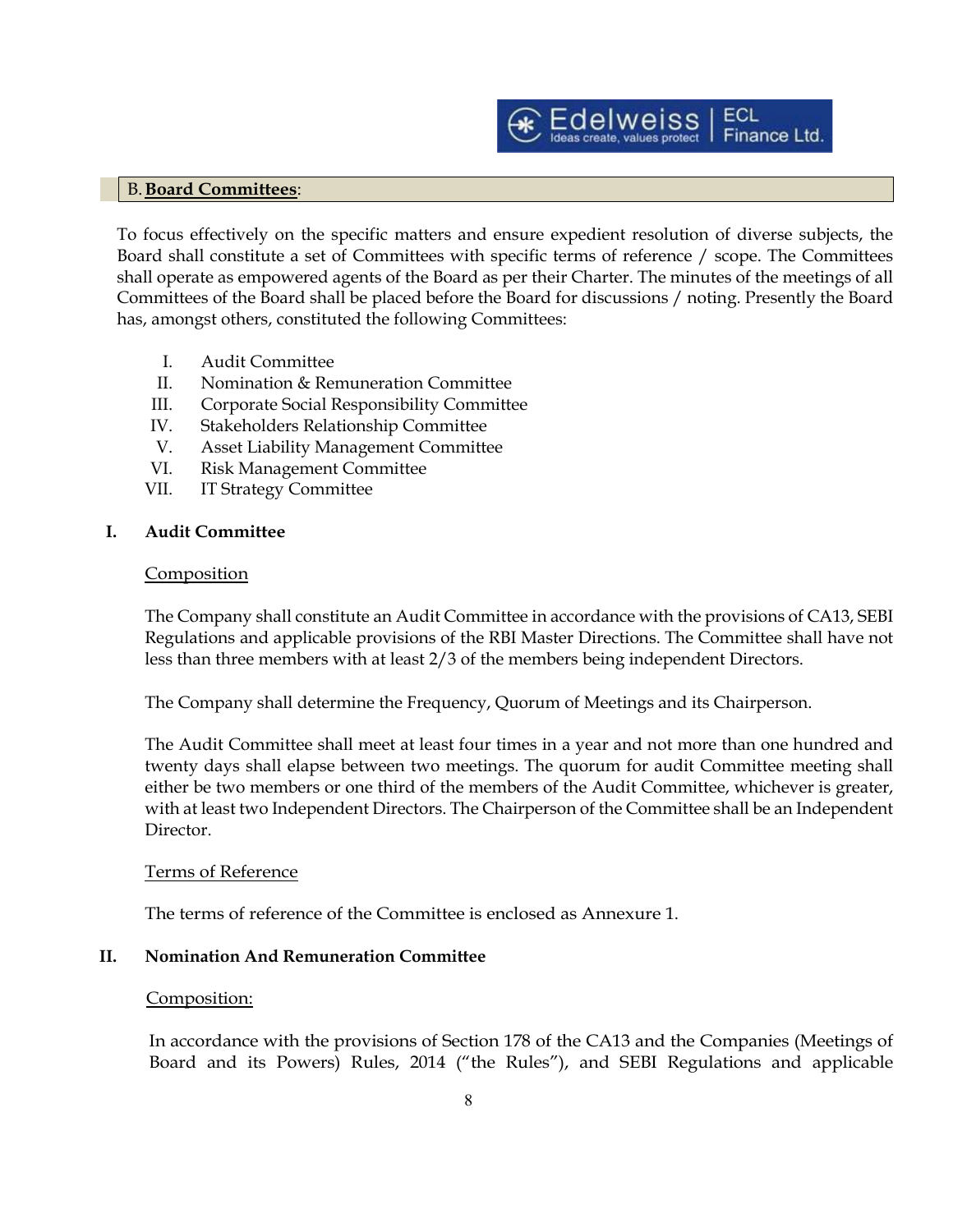## B. **Board Committees**:

To focus effectively on the specific matters and ensure expedient resolution of diverse subjects, the Board shall constitute a set of Committees with specific terms of reference / scope. The Committees shall operate as empowered agents of the Board as per their Charter. The minutes of the meetings of all Committees of the Board shall be placed before the Board for discussions / noting. Presently the Board has, amongst others, constituted the following Committees:

I. Audit Committee
II. Nomination & Remuneration Committee
III. Corporate Social Responsibility Committee
IV. Stakeholders Relationship Committee
V. Asset Liability Management Committee
VI. Risk Management Committee
VII. IT Strategy Committee

### I. Audit Committee

Composition

The Company shall constitute an Audit Committee in accordance with the provisions of CA13, SEBI Regulations and applicable provisions of the RBI Master Directions. The Committee shall have not less than three members with at least 2/3 of the members being independent Directors.

The Company shall determine the Frequency, Quorum of Meetings and its Chairperson.

The Audit Committee shall meet at least four times in a year and not more than one hundred and twenty days shall elapse between two meetings. The quorum for audit Committee meeting shall either be two members or one third of the members of the Audit Committee, whichever is greater, with at least two Independent Directors. The Chairperson of the Committee shall be an Independent Director.

Terms of Reference

The terms of reference of the Committee is enclosed as Annexure 1.

### II. Nomination And Remuneration Committee

Composition:

In accordance with the provisions of Section 178 of the CA13 and the Companies (Meetings of Board and its Powers) Rules, 2014 ("the Rules"), and SEBI Regulations and applicable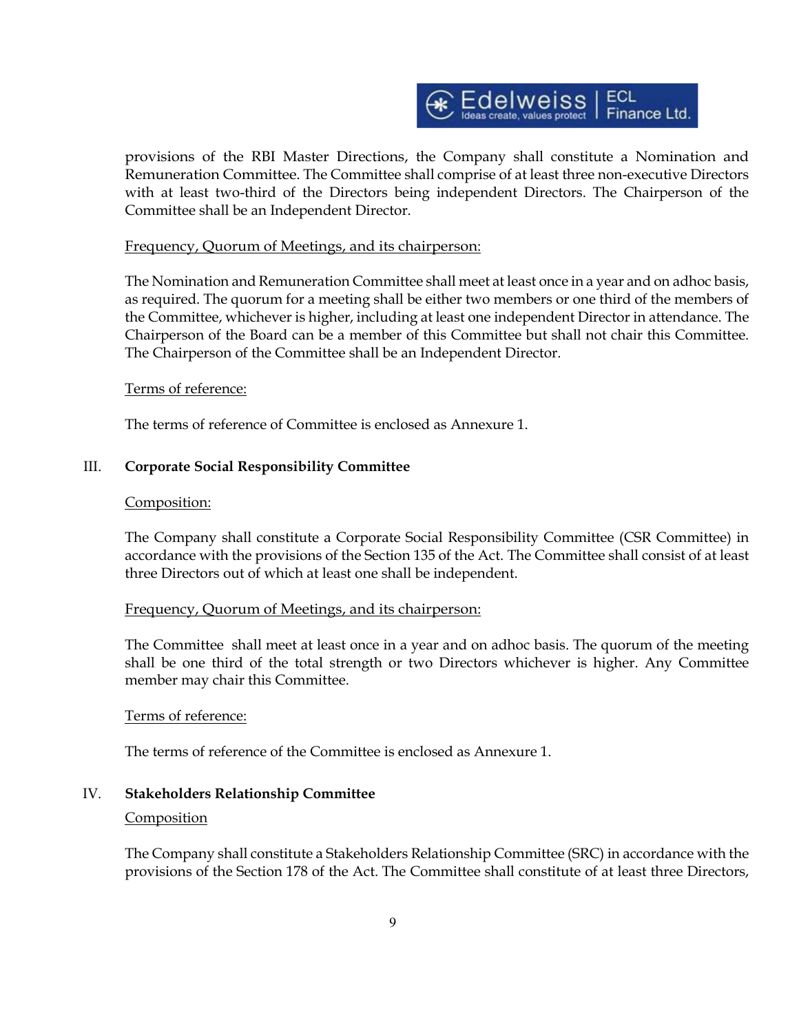provisions of the RBI Master Directions, the Company shall constitute a Nomination and Remuneration Committee. The Committee shall comprise of at least three non-executive Directors with at least two-third of the Directors being independent Directors. The Chairperson of the Committee shall be an Independent Director.

Frequency, Quorum of Meetings, and its chairperson:

The Nomination and Remuneration Committee shall meet at least once in a year and on adhoc basis, as required. The quorum for a meeting shall be either two members or one third of the members of the Committee, whichever is higher, including at least one independent Director in attendance. The Chairperson of the Board can be a member of this Committee but shall not chair this Committee. The Chairperson of the Committee shall be an Independent Director.

Terms of reference:

The terms of reference of Committee is enclosed as Annexure 1.

## III. Corporate Social Responsibility Committee

Composition:

The Company shall constitute a Corporate Social Responsibility Committee (CSR Committee) in accordance with the provisions of the Section 135 of the Act. The Committee shall consist of at least three Directors out of which at least one shall be independent.

Frequency, Quorum of Meetings, and its chairperson:

The Committee shall meet at least once in a year and on adhoc basis. The quorum of the meeting shall be one third of the total strength or two Directors whichever is higher. Any Committee member may chair this Committee.

Terms of reference:

The terms of reference of the Committee is enclosed as Annexure 1.

## IV. Stakeholders Relationship Committee

Composition

The Company shall constitute a Stakeholders Relationship Committee (SRC) in accordance with the provisions of the Section 178 of the Act. The Committee shall constitute of at least three Directors,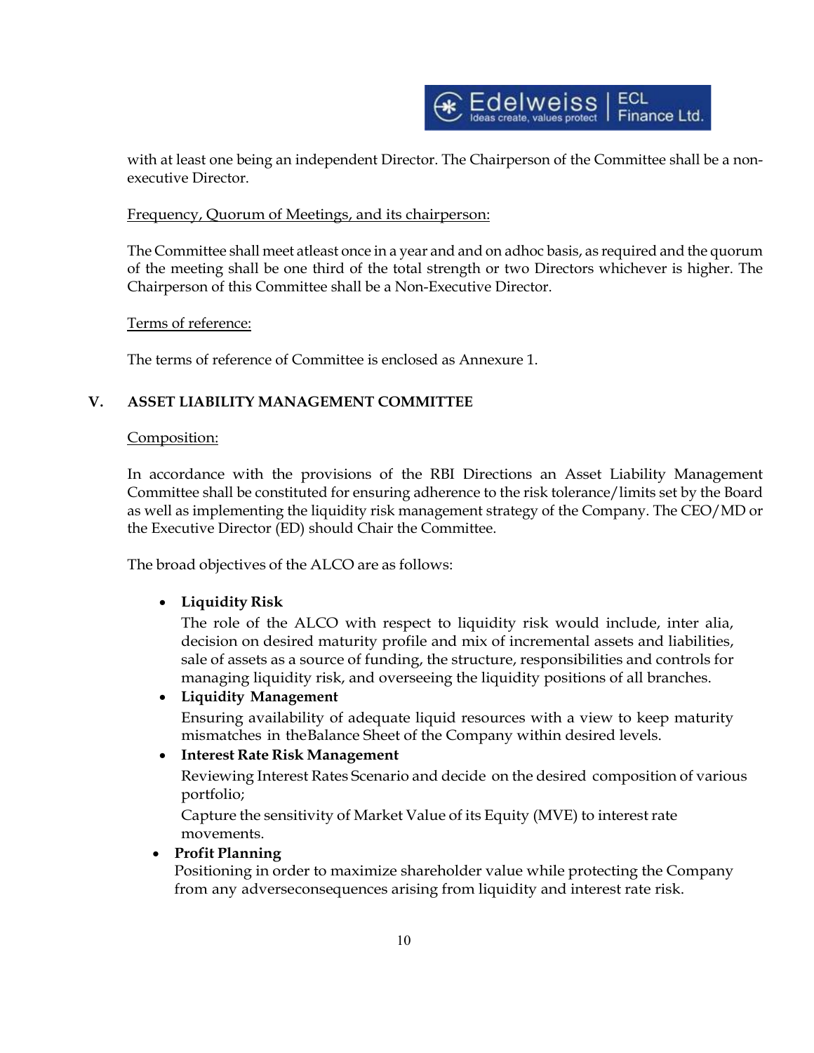with at least one being an independent Director. The Chairperson of the Committee shall be a non-executive Director.

Frequency, Quorum of Meetings, and its chairperson:

The Committee shall meet atleast once in a year and and on adhoc basis, as required and the quorum of the meeting shall be one third of the total strength or two Directors whichever is higher. The Chairperson of this Committee shall be a Non-Executive Director.

Terms of reference:

The terms of reference of Committee is enclosed as Annexure 1.

## V. ASSET LIABILITY MANAGEMENT COMMITTEE

Composition:

In accordance with the provisions of the RBI Directions an Asset Liability Management Committee shall be constituted for ensuring adherence to the risk tolerance/limits set by the Board as well as implementing the liquidity risk management strategy of the Company. The CEO/MD or the Executive Director (ED) should Chair the Committee.

The broad objectives of the ALCO are as follows:

- **Liquidity Risk**
  The role of the ALCO with respect to liquidity risk would include, inter alia, decision on desired maturity profile and mix of incremental assets and liabilities, sale of assets as a source of funding, the structure, responsibilities and controls for managing liquidity risk, and overseeing the liquidity positions of all branches.
- **Liquidity Management**
  Ensuring availability of adequate liquid resources with a view to keep maturity mismatches in theBalance Sheet of the Company within desired levels.
- **Interest Rate Risk Management**
  Reviewing Interest Rates Scenario and decide on the desired composition of various portfolio;
  Capture the sensitivity of Market Value of its Equity (MVE) to interest rate movements.
- **Profit Planning**
  Positioning in order to maximize shareholder value while protecting the Company from any adverseconsequences arising from liquidity and interest rate risk.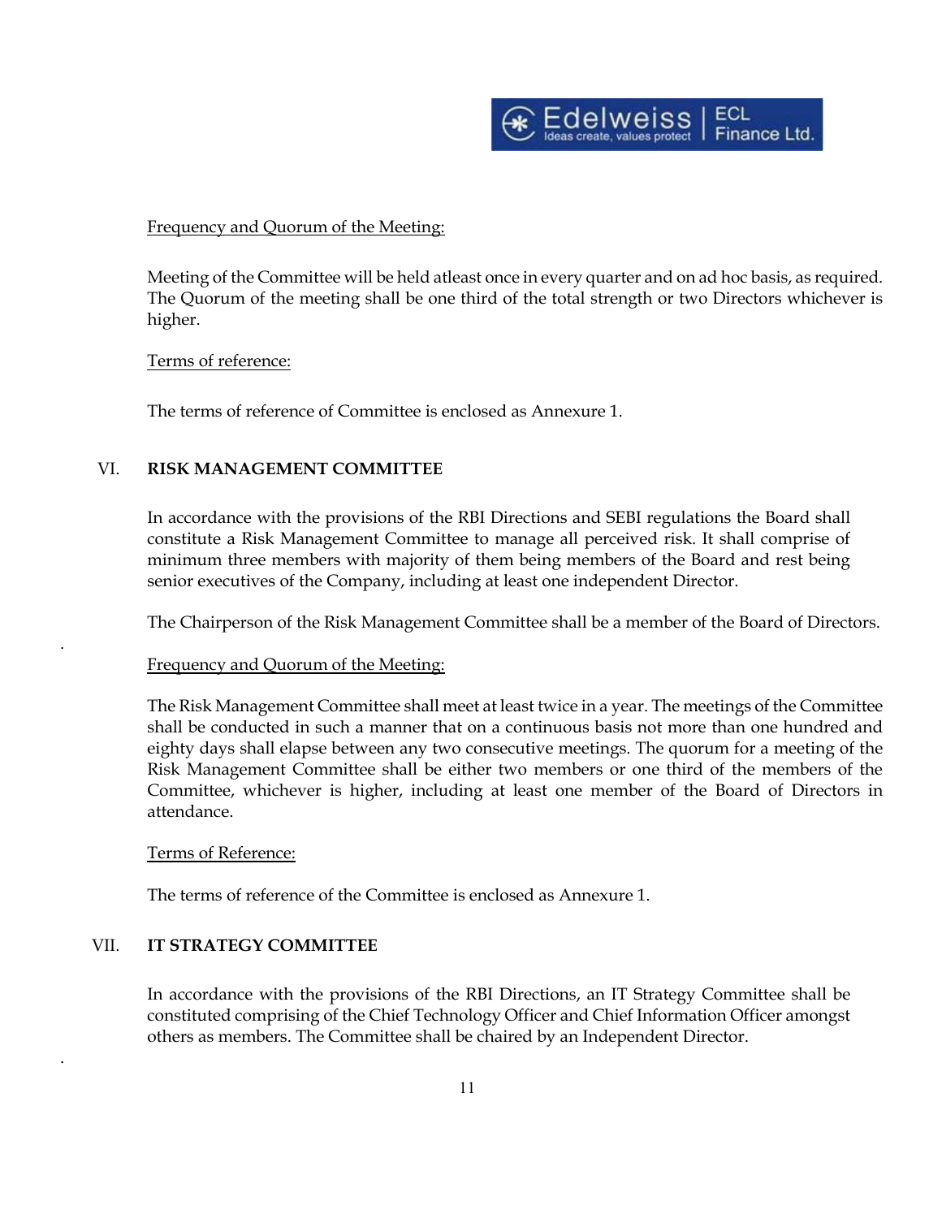Frequency and Quorum of the Meeting:

Meeting of the Committee will be held atleast once in every quarter and on ad hoc basis, as required. The Quorum of the meeting shall be one third of the total strength or two Directors whichever is higher.

Terms of reference:

The terms of reference of Committee is enclosed as Annexure 1.

## VI. RISK MANAGEMENT COMMITTEE

In accordance with the provisions of the RBI Directions and SEBI regulations the Board shall constitute a Risk Management Committee to manage all perceived risk. It shall comprise of minimum three members with majority of them being members of the Board and rest being senior executives of the Company, including at least one independent Director.

The Chairperson of the Risk Management Committee shall be a member of the Board of Directors.

Frequency and Quorum of the Meeting:

The Risk Management Committee shall meet at least twice in a year. The meetings of the Committee shall be conducted in such a manner that on a continuous basis not more than one hundred and eighty days shall elapse between any two consecutive meetings. The quorum for a meeting of the Risk Management Committee shall be either two members or one third of the members of the Committee, whichever is higher, including at least one member of the Board of Directors in attendance.

Terms of Reference:

The terms of reference of the Committee is enclosed as Annexure 1.

## VII. IT STRATEGY COMMITTEE

In accordance with the provisions of the RBI Directions, an IT Strategy Committee shall be constituted comprising of the Chief Technology Officer and Chief Information Officer amongst others as members. The Committee shall be chaired by an Independent Director.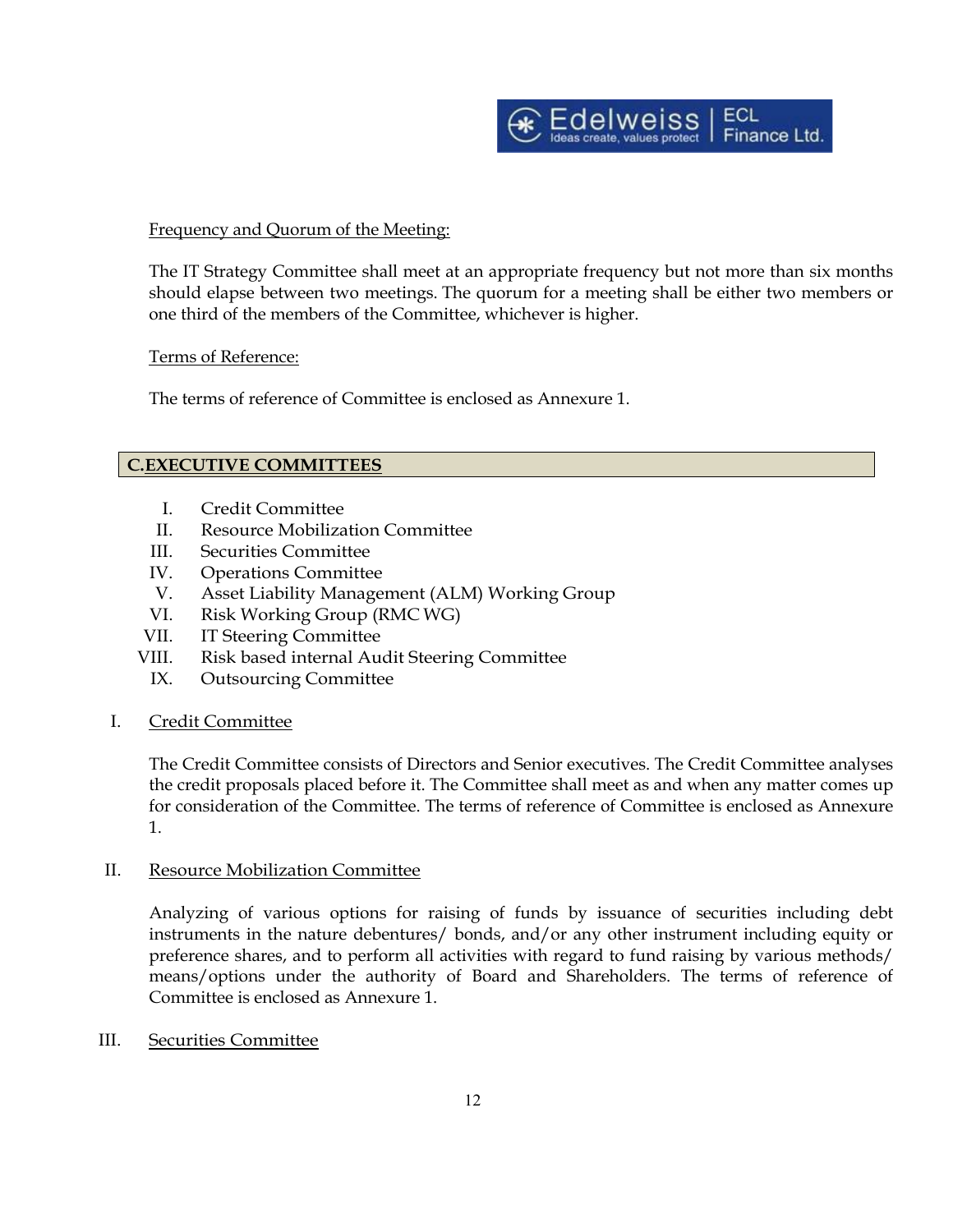Frequency and Quorum of the Meeting:

The IT Strategy Committee shall meet at an appropriate frequency but not more than six months should elapse between two meetings. The quorum for a meeting shall be either two members or one third of the members of the Committee, whichever is higher.

Terms of Reference:

The terms of reference of Committee is enclosed as Annexure 1.

## C.EXECUTIVE COMMITTEES

I. Credit Committee
II. Resource Mobilization Committee
III. Securities Committee
IV. Operations Committee
V. Asset Liability Management (ALM) Working Group
VI. Risk Working Group (RMC WG)
VII. IT Steering Committee
VIII. Risk based internal Audit Steering Committee
IX. Outsourcing Committee

### I. Credit Committee

The Credit Committee consists of Directors and Senior executives. The Credit Committee analyses the credit proposals placed before it. The Committee shall meet as and when any matter comes up for consideration of the Committee. The terms of reference of Committee is enclosed as Annexure 1.

### II. Resource Mobilization Committee

Analyzing of various options for raising of funds by issuance of securities including debt instruments in the nature debentures/ bonds, and/or any other instrument including equity or preference shares, and to perform all activities with regard to fund raising by various methods/ means/options under the authority of Board and Shareholders. The terms of reference of Committee is enclosed as Annexure 1.

### III. Securities Committee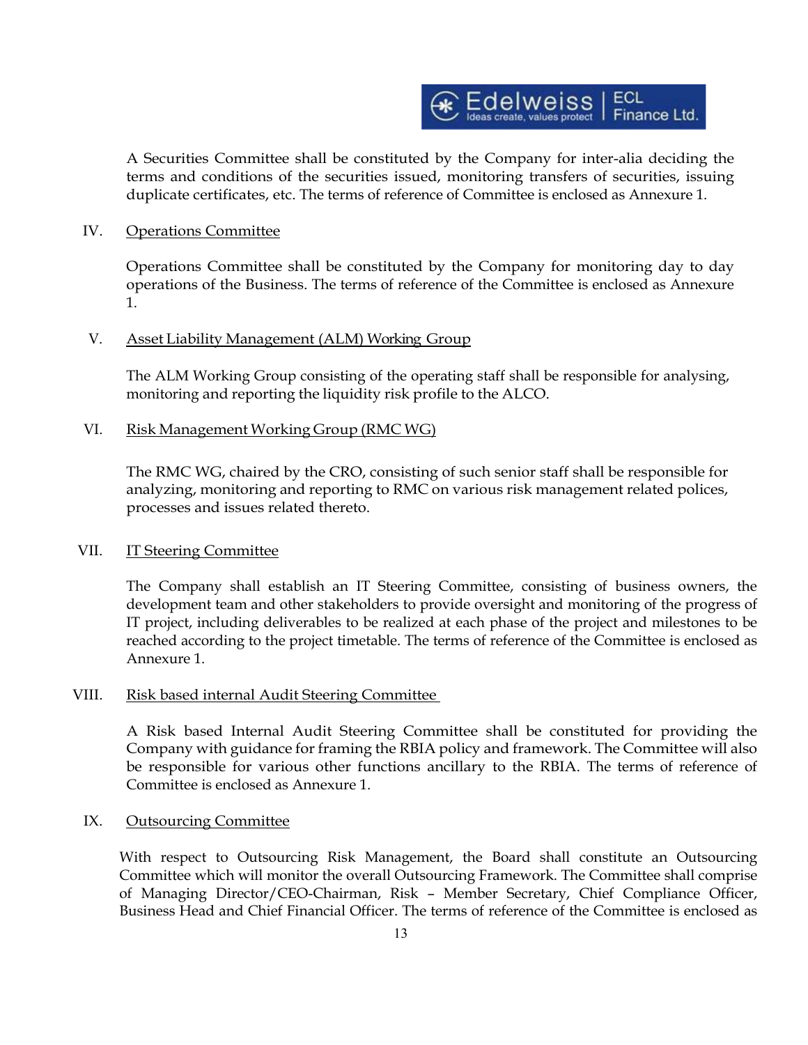A Securities Committee shall be constituted by the Company for inter-alia deciding the terms and conditions of the securities issued, monitoring transfers of securities, issuing duplicate certificates, etc. The terms of reference of Committee is enclosed as Annexure 1.

IV. Operations Committee

Operations Committee shall be constituted by the Company for monitoring day to day operations of the Business. The terms of reference of the Committee is enclosed as Annexure 1.

V. Asset Liability Management (ALM) Working Group

The ALM Working Group consisting of the operating staff shall be responsible for analysing, monitoring and reporting the liquidity risk profile to the ALCO.

VI. Risk Management Working Group (RMC WG)

The RMC WG, chaired by the CRO, consisting of such senior staff shall be responsible for analyzing, monitoring and reporting to RMC on various risk management related polices, processes and issues related thereto.

VII. IT Steering Committee

The Company shall establish an IT Steering Committee, consisting of business owners, the development team and other stakeholders to provide oversight and monitoring of the progress of IT project, including deliverables to be realized at each phase of the project and milestones to be reached according to the project timetable. The terms of reference of the Committee is enclosed as Annexure 1.

VIII. Risk based internal Audit Steering Committee

A Risk based Internal Audit Steering Committee shall be constituted for providing the Company with guidance for framing the RBIA policy and framework. The Committee will also be responsible for various other functions ancillary to the RBIA. The terms of reference of Committee is enclosed as Annexure 1.

IX. Outsourcing Committee

With respect to Outsourcing Risk Management, the Board shall constitute an Outsourcing Committee which will monitor the overall Outsourcing Framework. The Committee shall comprise of Managing Director/CEO-Chairman, Risk – Member Secretary, Chief Compliance Officer, Business Head and Chief Financial Officer. The terms of reference of the Committee is enclosed as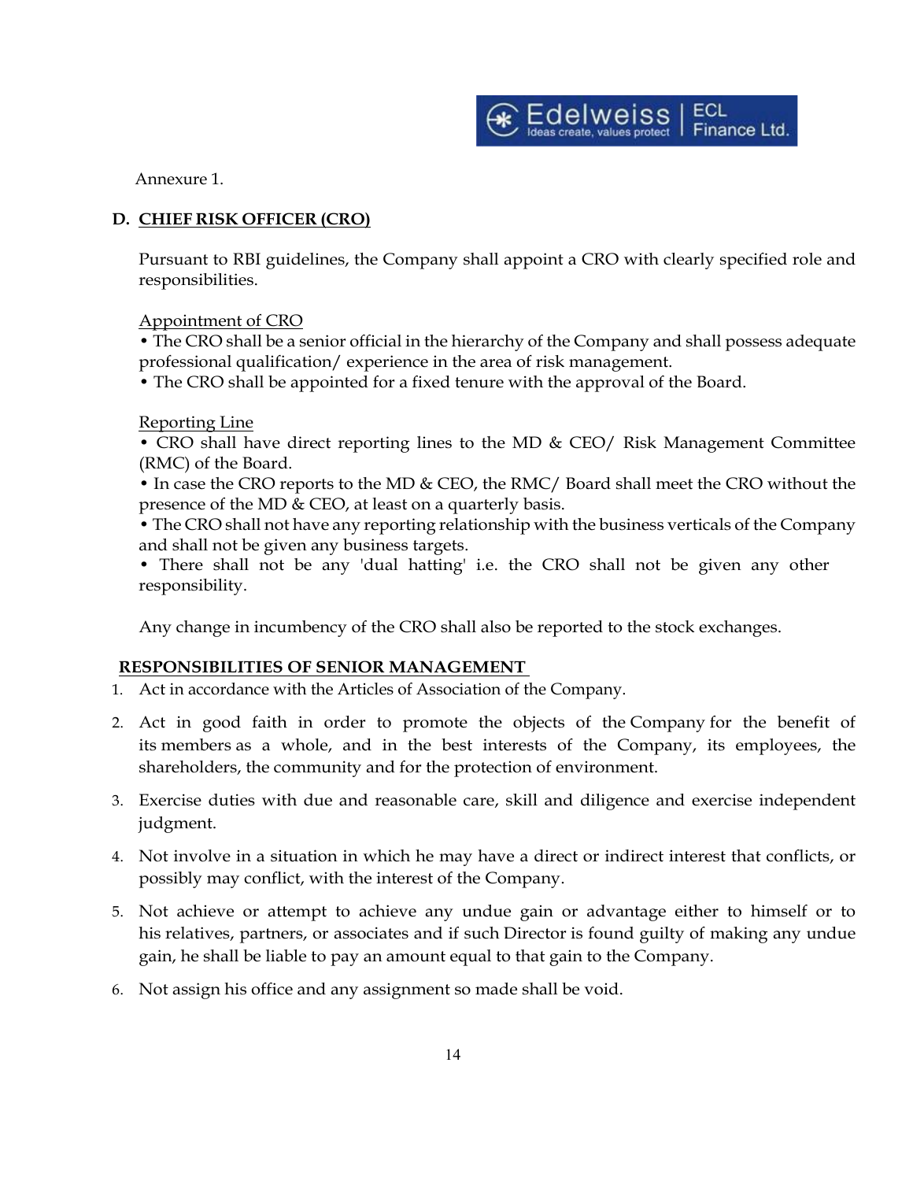Annexure 1.

## D. CHIEF RISK OFFICER (CRO)

Pursuant to RBI guidelines, the Company shall appoint a CRO with clearly specified role and responsibilities.

Appointment of CRO

- The CRO shall be a senior official in the hierarchy of the Company and shall possess adequate professional qualification/ experience in the area of risk management.
- The CRO shall be appointed for a fixed tenure with the approval of the Board.

Reporting Line

- CRO shall have direct reporting lines to the MD & CEO/ Risk Management Committee (RMC) of the Board.
- In case the CRO reports to the MD & CEO, the RMC/ Board shall meet the CRO without the presence of the MD & CEO, at least on a quarterly basis.
- The CRO shall not have any reporting relationship with the business verticals of the Company and shall not be given any business targets.
- There shall not be any 'dual hatting' i.e. the CRO shall not be given any other responsibility.

Any change in incumbency of the CRO shall also be reported to the stock exchanges.

## RESPONSIBILITIES OF SENIOR MANAGEMENT

1. Act in accordance with the Articles of Association of the Company.
2. Act in good faith in order to promote the objects of the Company for the benefit of its members as a whole, and in the best interests of the Company, its employees, the shareholders, the community and for the protection of environment.
3. Exercise duties with due and reasonable care, skill and diligence and exercise independent judgment.
4. Not involve in a situation in which he may have a direct or indirect interest that conflicts, or possibly may conflict, with the interest of the Company.
5. Not achieve or attempt to achieve any undue gain or advantage either to himself or to his relatives, partners, or associates and if such Director is found guilty of making any undue gain, he shall be liable to pay an amount equal to that gain to the Company.
6. Not assign his office and any assignment so made shall be void.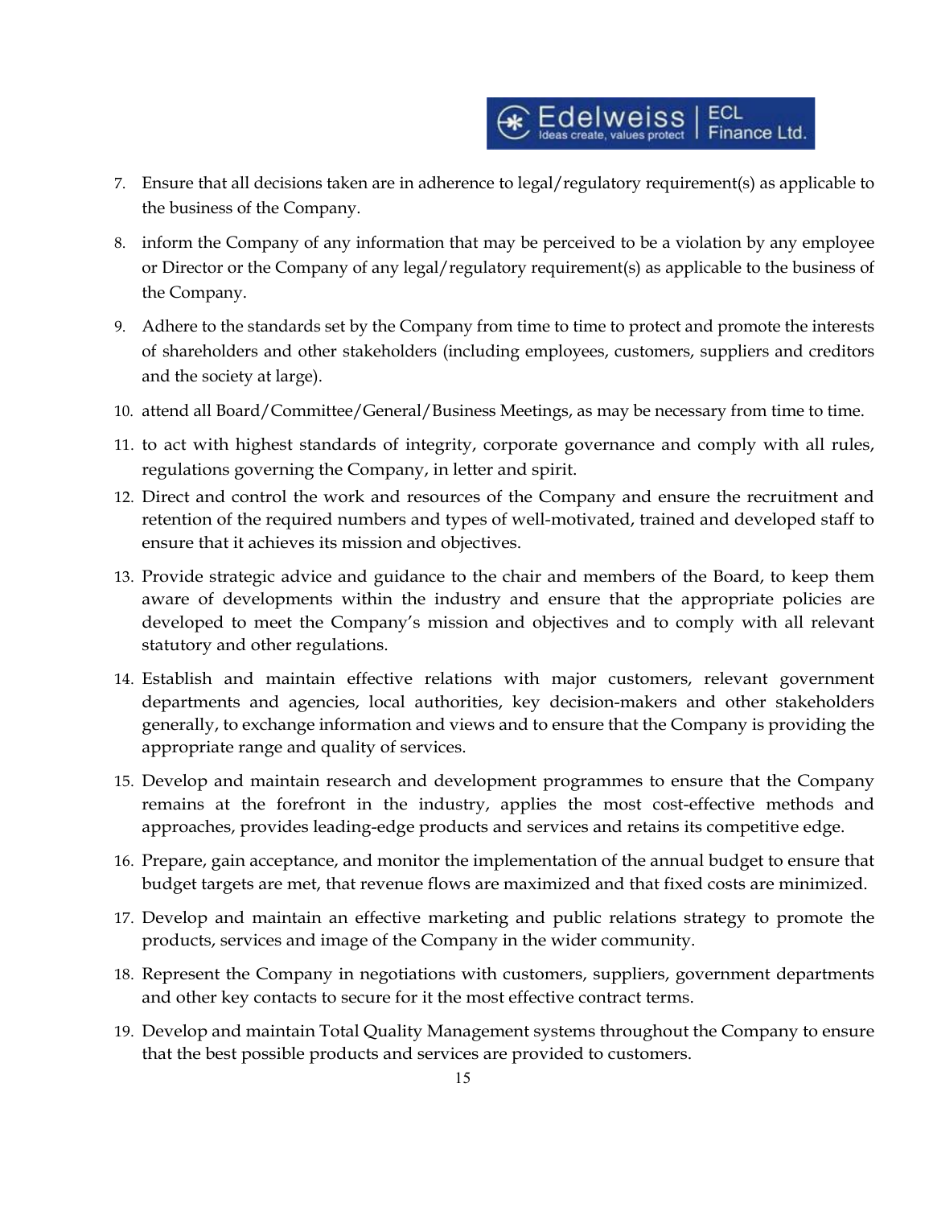7. Ensure that all decisions taken are in adherence to legal/regulatory requirement(s) as applicable to the business of the Company.
8. inform the Company of any information that may be perceived to be a violation by any employee or Director or the Company of any legal/regulatory requirement(s) as applicable to the business of the Company.
9. Adhere to the standards set by the Company from time to time to protect and promote the interests of shareholders and other stakeholders (including employees, customers, suppliers and creditors and the society at large).
10. attend all Board/Committee/General/Business Meetings, as may be necessary from time to time.
11. to act with highest standards of integrity, corporate governance and comply with all rules, regulations governing the Company, in letter and spirit.
12. Direct and control the work and resources of the Company and ensure the recruitment and retention of the required numbers and types of well-motivated, trained and developed staff to ensure that it achieves its mission and objectives.
13. Provide strategic advice and guidance to the chair and members of the Board, to keep them aware of developments within the industry and ensure that the appropriate policies are developed to meet the Company's mission and objectives and to comply with all relevant statutory and other regulations.
14. Establish and maintain effective relations with major customers, relevant government departments and agencies, local authorities, key decision-makers and other stakeholders generally, to exchange information and views and to ensure that the Company is providing the appropriate range and quality of services.
15. Develop and maintain research and development programmes to ensure that the Company remains at the forefront in the industry, applies the most cost-effective methods and approaches, provides leading-edge products and services and retains its competitive edge.
16. Prepare, gain acceptance, and monitor the implementation of the annual budget to ensure that budget targets are met, that revenue flows are maximized and that fixed costs are minimized.
17. Develop and maintain an effective marketing and public relations strategy to promote the products, services and image of the Company in the wider community.
18. Represent the Company in negotiations with customers, suppliers, government departments and other key contacts to secure for it the most effective contract terms.
19. Develop and maintain Total Quality Management systems throughout the Company to ensure that the best possible products and services are provided to customers.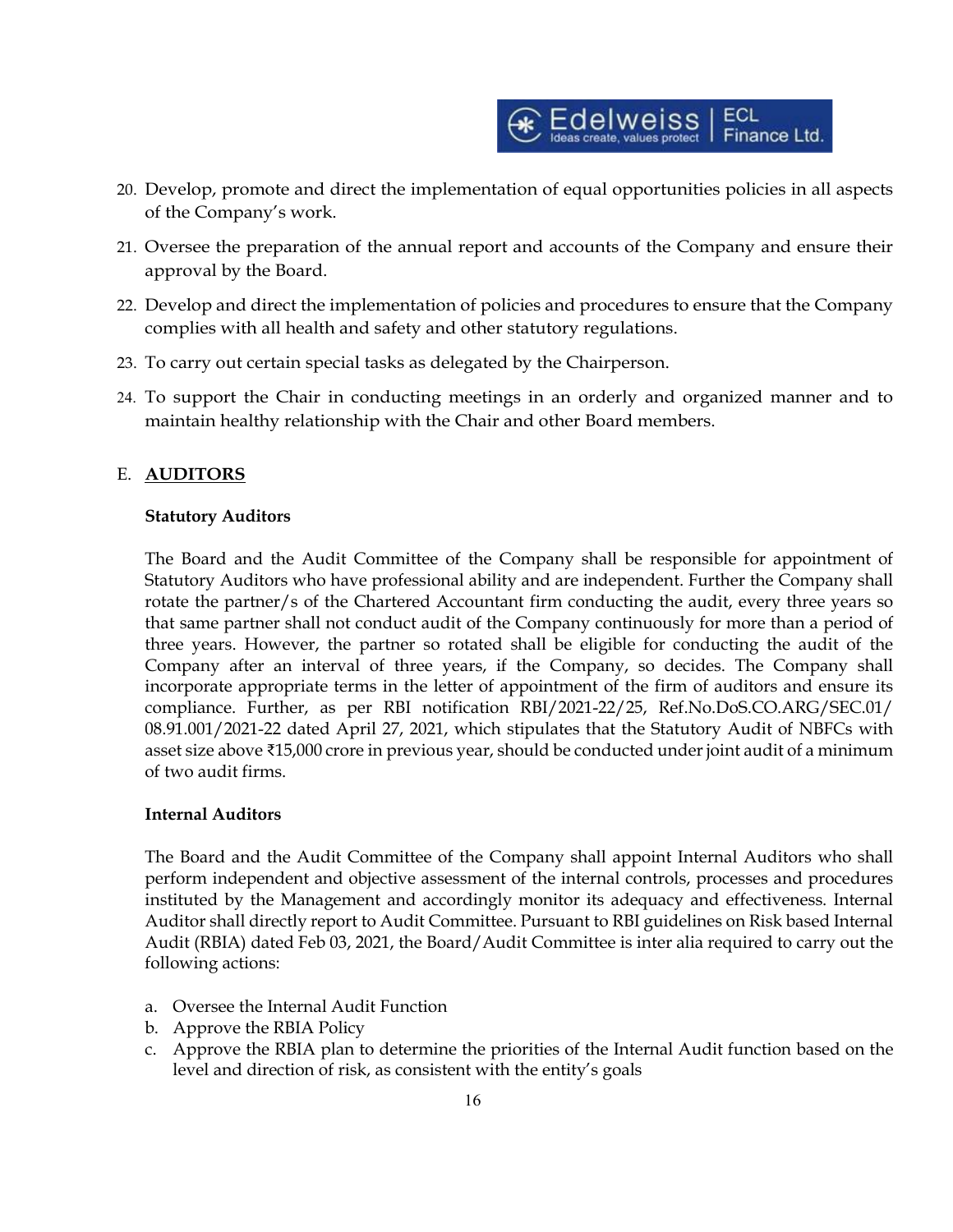20. Develop, promote and direct the implementation of equal opportunities policies in all aspects of the Company's work.
21. Oversee the preparation of the annual report and accounts of the Company and ensure their approval by the Board.
22. Develop and direct the implementation of policies and procedures to ensure that the Company complies with all health and safety and other statutory regulations.
23. To carry out certain special tasks as delegated by the Chairperson.
24. To support the Chair in conducting meetings in an orderly and organized manner and to maintain healthy relationship with the Chair and other Board members.

## E. <u>AUDITORS</u>

**Statutory Auditors**

The Board and the Audit Committee of the Company shall be responsible for appointment of Statutory Auditors who have professional ability and are independent. Further the Company shall rotate the partner/s of the Chartered Accountant firm conducting the audit, every three years so that same partner shall not conduct audit of the Company continuously for more than a period of three years. However, the partner so rotated shall be eligible for conducting the audit of the Company after an interval of three years, if the Company, so decides. The Company shall incorporate appropriate terms in the letter of appointment of the firm of auditors and ensure its compliance. Further, as per RBI notification RBI/2021-22/25, Ref.No.DoS.CO.ARG/SEC.01/ 08.91.001/2021-22 dated April 27, 2021, which stipulates that the Statutory Audit of NBFCs with asset size above ₹15,000 crore in previous year, should be conducted under joint audit of a minimum of two audit firms.

**Internal Auditors**

The Board and the Audit Committee of the Company shall appoint Internal Auditors who shall perform independent and objective assessment of the internal controls, processes and procedures instituted by the Management and accordingly monitor its adequacy and effectiveness. Internal Auditor shall directly report to Audit Committee. Pursuant to RBI guidelines on Risk based Internal Audit (RBIA) dated Feb 03, 2021, the Board/Audit Committee is inter alia required to carry out the following actions:

a. Oversee the Internal Audit Function
b. Approve the RBIA Policy
c. Approve the RBIA plan to determine the priorities of the Internal Audit function based on the level and direction of risk, as consistent with the entity's goals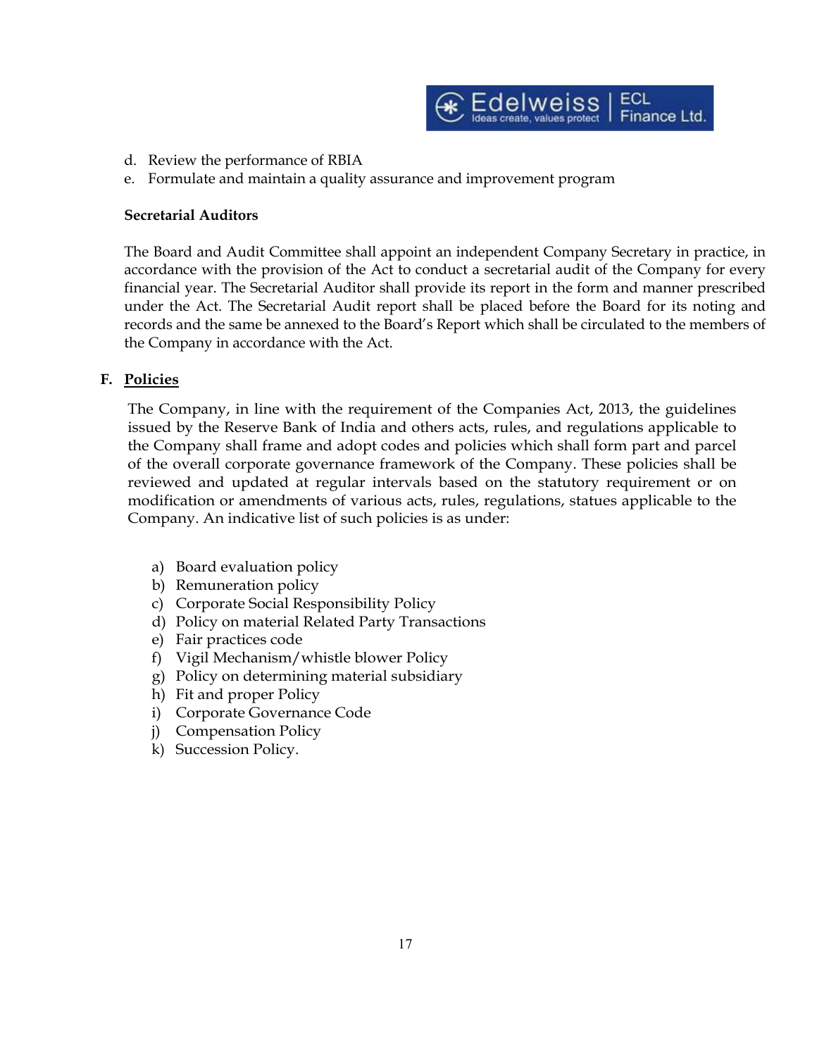d. Review the performance of RBIA
e. Formulate and maintain a quality assurance and improvement program

**Secretarial Auditors**

The Board and Audit Committee shall appoint an independent Company Secretary in practice, in accordance with the provision of the Act to conduct a secretarial audit of the Company for every financial year. The Secretarial Auditor shall provide its report in the form and manner prescribed under the Act. The Secretarial Audit report shall be placed before the Board for its noting and records and the same be annexed to the Board's Report which shall be circulated to the members of the Company in accordance with the Act.

## F. Policies

The Company, in line with the requirement of the Companies Act, 2013, the guidelines issued by the Reserve Bank of India and others acts, rules, and regulations applicable to the Company shall frame and adopt codes and policies which shall form part and parcel of the overall corporate governance framework of the Company. These policies shall be reviewed and updated at regular intervals based on the statutory requirement or on modification or amendments of various acts, rules, regulations, statues applicable to the Company. An indicative list of such policies is as under:

a) Board evaluation policy
b) Remuneration policy
c) Corporate Social Responsibility Policy
d) Policy on material Related Party Transactions
e) Fair practices code
f) Vigil Mechanism/whistle blower Policy
g) Policy on determining material subsidiary
h) Fit and proper Policy
i) Corporate Governance Code
j) Compensation Policy
k) Succession Policy.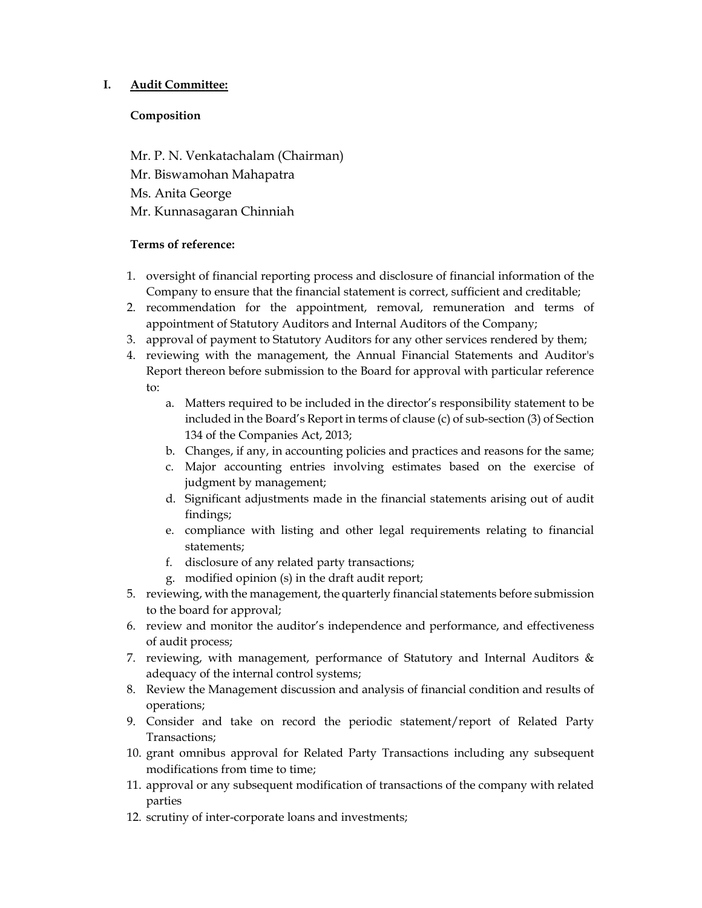## I. Audit Committee:

**Composition**

Mr. P. N. Venkatachalam (Chairman)
Mr. Biswamohan Mahapatra
Ms. Anita George
Mr. Kunnasagaran Chinniah

**Terms of reference:**

1. oversight of financial reporting process and disclosure of financial information of the Company to ensure that the financial statement is correct, sufficient and creditable;
2. recommendation for the appointment, removal, remuneration and terms of appointment of Statutory Auditors and Internal Auditors of the Company;
3. approval of payment to Statutory Auditors for any other services rendered by them;
4. reviewing with the management, the Annual Financial Statements and Auditor's Report thereon before submission to the Board for approval with particular reference to:
    a. Matters required to be included in the director's responsibility statement to be included in the Board's Report in terms of clause (c) of sub-section (3) of Section 134 of the Companies Act, 2013;
    b. Changes, if any, in accounting policies and practices and reasons for the same;
    c. Major accounting entries involving estimates based on the exercise of judgment by management;
    d. Significant adjustments made in the financial statements arising out of audit findings;
    e. compliance with listing and other legal requirements relating to financial statements;
    f. disclosure of any related party transactions;
    g. modified opinion (s) in the draft audit report;
5. reviewing, with the management, the quarterly financial statements before submission to the board for approval;
6. review and monitor the auditor's independence and performance, and effectiveness of audit process;
7. reviewing, with management, performance of Statutory and Internal Auditors & adequacy of the internal control systems;
8. Review the Management discussion and analysis of financial condition and results of operations;
9. Consider and take on record the periodic statement/report of Related Party Transactions;
10. grant omnibus approval for Related Party Transactions including any subsequent modifications from time to time;
11. approval or any subsequent modification of transactions of the company with related parties
12. scrutiny of inter-corporate loans and investments;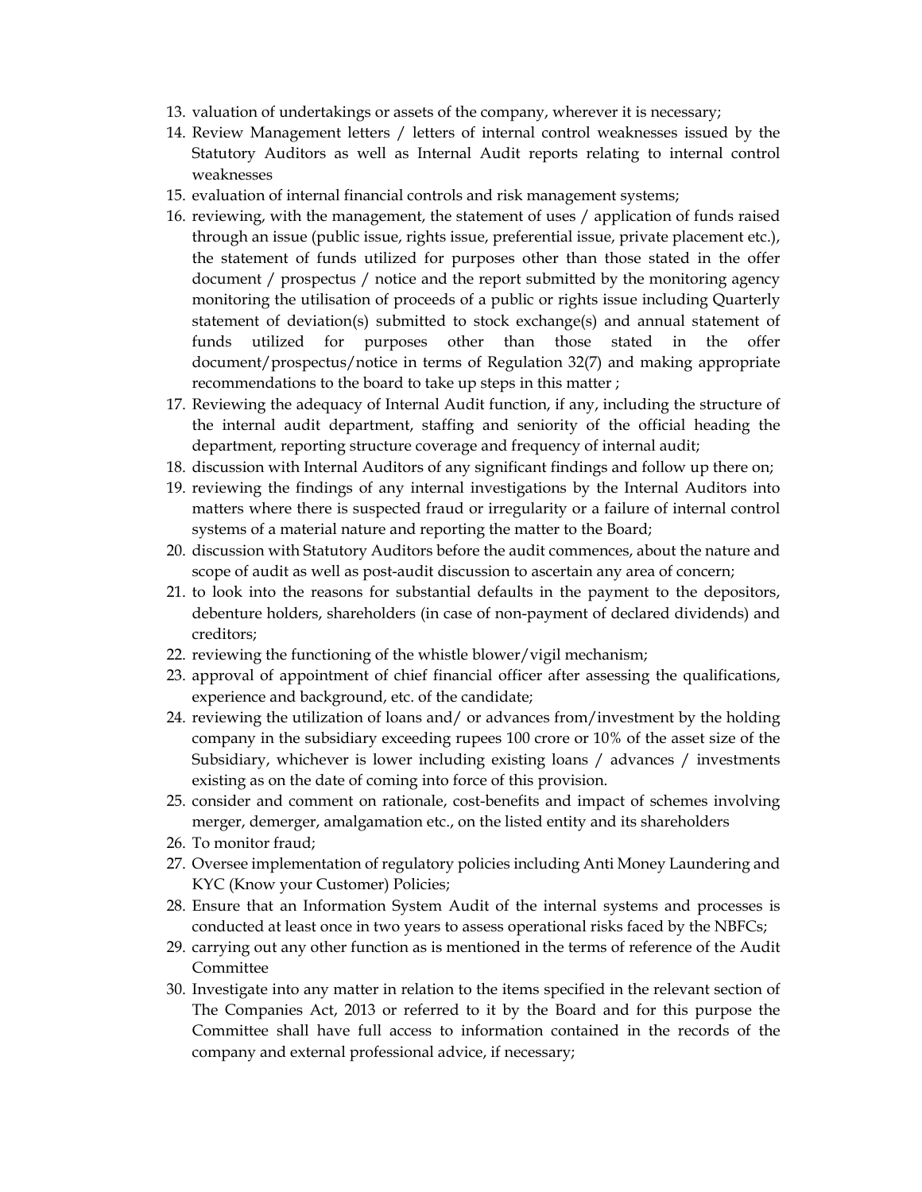13. valuation of undertakings or assets of the company, wherever it is necessary;
14. Review Management letters / letters of internal control weaknesses issued by the Statutory Auditors as well as Internal Audit reports relating to internal control weaknesses
15. evaluation of internal financial controls and risk management systems;
16. reviewing, with the management, the statement of uses / application of funds raised through an issue (public issue, rights issue, preferential issue, private placement etc.), the statement of funds utilized for purposes other than those stated in the offer document / prospectus / notice and the report submitted by the monitoring agency monitoring the utilisation of proceeds of a public or rights issue including Quarterly statement of deviation(s) submitted to stock exchange(s) and annual statement of funds utilized for purposes other than those stated in the offer document/prospectus/notice in terms of Regulation 32(7) and making appropriate recommendations to the board to take up steps in this matter ;
17. Reviewing the adequacy of Internal Audit function, if any, including the structure of the internal audit department, staffing and seniority of the official heading the department, reporting structure coverage and frequency of internal audit;
18. discussion with Internal Auditors of any significant findings and follow up there on;
19. reviewing the findings of any internal investigations by the Internal Auditors into matters where there is suspected fraud or irregularity or a failure of internal control systems of a material nature and reporting the matter to the Board;
20. discussion with Statutory Auditors before the audit commences, about the nature and scope of audit as well as post-audit discussion to ascertain any area of concern;
21. to look into the reasons for substantial defaults in the payment to the depositors, debenture holders, shareholders (in case of non-payment of declared dividends) and creditors;
22. reviewing the functioning of the whistle blower/vigil mechanism;
23. approval of appointment of chief financial officer after assessing the qualifications, experience and background, etc. of the candidate;
24. reviewing the utilization of loans and/ or advances from/investment by the holding company in the subsidiary exceeding rupees 100 crore or 10% of the asset size of the Subsidiary, whichever is lower including existing loans / advances / investments existing as on the date of coming into force of this provision.
25. consider and comment on rationale, cost-benefits and impact of schemes involving merger, demerger, amalgamation etc., on the listed entity and its shareholders
26. To monitor fraud;
27. Oversee implementation of regulatory policies including Anti Money Laundering and KYC (Know your Customer) Policies;
28. Ensure that an Information System Audit of the internal systems and processes is conducted at least once in two years to assess operational risks faced by the NBFCs;
29. carrying out any other function as is mentioned in the terms of reference of the Audit Committee
30. Investigate into any matter in relation to the items specified in the relevant section of The Companies Act, 2013 or referred to it by the Board and for this purpose the Committee shall have full access to information contained in the records of the company and external professional advice, if necessary;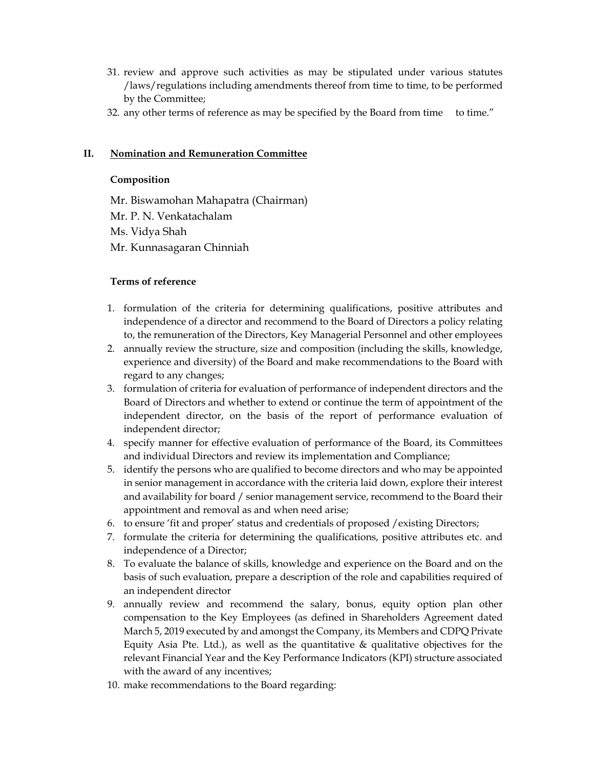31. review and approve such activities as may be stipulated under various statutes /laws/regulations including amendments thereof from time to time, to be performed by the Committee;
32. any other terms of reference as may be specified by the Board from time to time."

## II. Nomination and Remuneration Committee

**Composition**

Mr. Biswamohan Mahapatra (Chairman)
Mr. P. N. Venkatachalam
Ms. Vidya Shah
Mr. Kunnasagaran Chinniah

**Terms of reference**

1. formulation of the criteria for determining qualifications, positive attributes and independence of a director and recommend to the Board of Directors a policy relating to, the remuneration of the Directors, Key Managerial Personnel and other employees
2. annually review the structure, size and composition (including the skills, knowledge, experience and diversity) of the Board and make recommendations to the Board with regard to any changes;
3. formulation of criteria for evaluation of performance of independent directors and the Board of Directors and whether to extend or continue the term of appointment of the independent director, on the basis of the report of performance evaluation of independent director;
4. specify manner for effective evaluation of performance of the Board, its Committees and individual Directors and review its implementation and Compliance;
5. identify the persons who are qualified to become directors and who may be appointed in senior management in accordance with the criteria laid down, explore their interest and availability for board / senior management service, recommend to the Board their appointment and removal as and when need arise;
6. to ensure 'fit and proper' status and credentials of proposed /existing Directors;
7. formulate the criteria for determining the qualifications, positive attributes etc. and independence of a Director;
8. To evaluate the balance of skills, knowledge and experience on the Board and on the basis of such evaluation, prepare a description of the role and capabilities required of an independent director
9. annually review and recommend the salary, bonus, equity option plan other compensation to the Key Employees (as defined in Shareholders Agreement dated March 5, 2019 executed by and amongst the Company, its Members and CDPQ Private Equity Asia Pte. Ltd.), as well as the quantitative & qualitative objectives for the relevant Financial Year and the Key Performance Indicators (KPI) structure associated with the award of any incentives;
10. make recommendations to the Board regarding: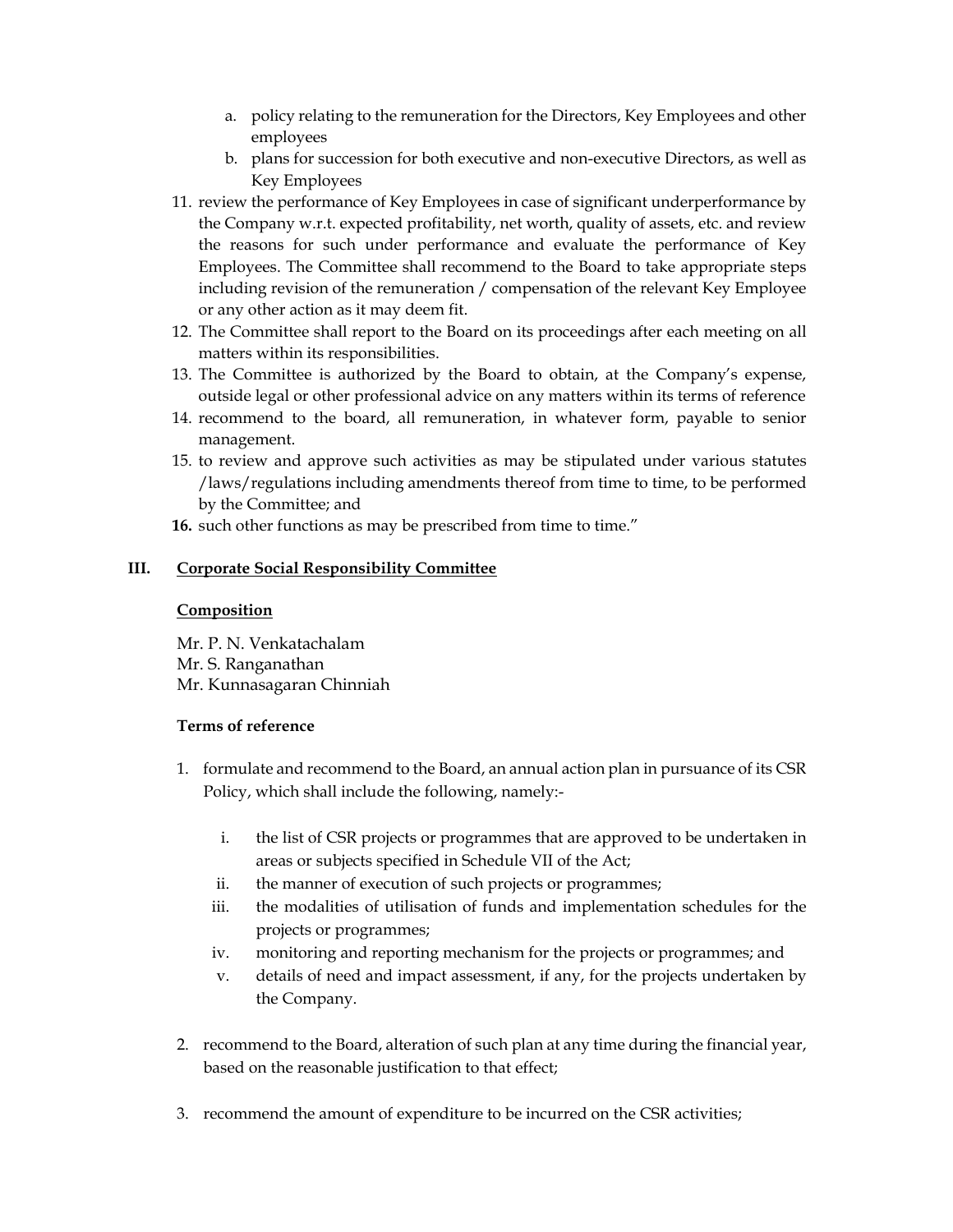a. policy relating to the remuneration for the Directors, Key Employees and other employees
   b. plans for succession for both executive and non-executive Directors, as well as Key Employees

11. review the performance of Key Employees in case of significant underperformance by the Company w.r.t. expected profitability, net worth, quality of assets, etc. and review the reasons for such under performance and evaluate the performance of Key Employees. The Committee shall recommend to the Board to take appropriate steps including revision of the remuneration / compensation of the relevant Key Employee or any other action as it may deem fit.
12. The Committee shall report to the Board on its proceedings after each meeting on all matters within its responsibilities.
13. The Committee is authorized by the Board to obtain, at the Company's expense, outside legal or other professional advice on any matters within its terms of reference
14. recommend to the board, all remuneration, in whatever form, payable to senior management.
15. to review and approve such activities as may be stipulated under various statutes /laws/regulations including amendments thereof from time to time, to be performed by the Committee; and
16. such other functions as may be prescribed from time to time."

## III. Corporate Social Responsibility Committee

**Composition**

Mr. P. N. Venkatachalam
Mr. S. Ranganathan
Mr. Kunnasagaran Chinniah

**Terms of reference**

1. formulate and recommend to the Board, an annual action plan in pursuance of its CSR Policy, which shall include the following, namely:-

   i. the list of CSR projects or programmes that are approved to be undertaken in areas or subjects specified in Schedule VII of the Act;
   ii. the manner of execution of such projects or programmes;
   iii. the modalities of utilisation of funds and implementation schedules for the projects or programmes;
   iv. monitoring and reporting mechanism for the projects or programmes; and
   v. details of need and impact assessment, if any, for the projects undertaken by the Company.

2. recommend to the Board, alteration of such plan at any time during the financial year, based on the reasonable justification to that effect;

3. recommend the amount of expenditure to be incurred on the CSR activities;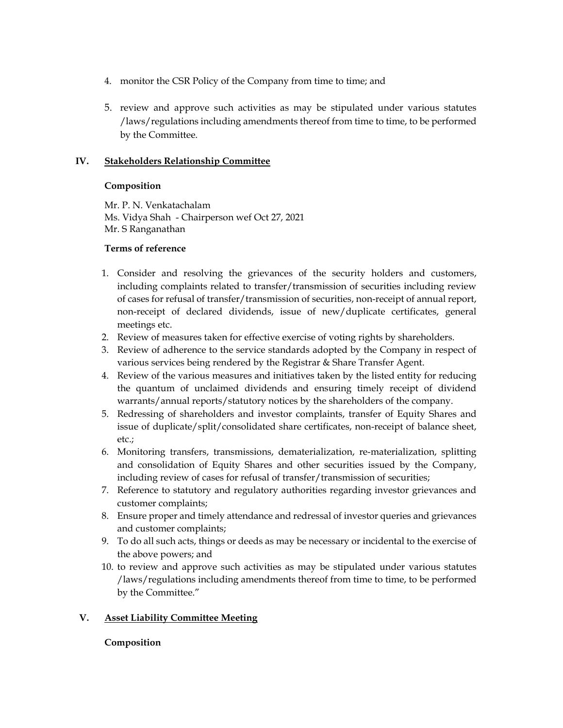4. monitor the CSR Policy of the Company from time to time; and

5. review and approve such activities as may be stipulated under various statutes /laws/regulations including amendments thereof from time to time, to be performed by the Committee.

## IV. Stakeholders Relationship Committee

**Composition**

Mr. P. N. Venkatachalam
Ms. Vidya Shah - Chairperson wef Oct 27, 2021
Mr. S Ranganathan

**Terms of reference**

1. Consider and resolving the grievances of the security holders and customers, including complaints related to transfer/transmission of securities including review of cases for refusal of transfer/transmission of securities, non-receipt of annual report, non-receipt of declared dividends, issue of new/duplicate certificates, general meetings etc.
2. Review of measures taken for effective exercise of voting rights by shareholders.
3. Review of adherence to the service standards adopted by the Company in respect of various services being rendered by the Registrar & Share Transfer Agent.
4. Review of the various measures and initiatives taken by the listed entity for reducing the quantum of unclaimed dividends and ensuring timely receipt of dividend warrants/annual reports/statutory notices by the shareholders of the company.
5. Redressing of shareholders and investor complaints, transfer of Equity Shares and issue of duplicate/split/consolidated share certificates, non-receipt of balance sheet, etc.;
6. Monitoring transfers, transmissions, dematerialization, re-materialization, splitting and consolidation of Equity Shares and other securities issued by the Company, including review of cases for refusal of transfer/transmission of securities;
7. Reference to statutory and regulatory authorities regarding investor grievances and customer complaints;
8. Ensure proper and timely attendance and redressal of investor queries and grievances and customer complaints;
9. To do all such acts, things or deeds as may be necessary or incidental to the exercise of the above powers; and
10. to review and approve such activities as may be stipulated under various statutes /laws/regulations including amendments thereof from time to time, to be performed by the Committee."

## V. Asset Liability Committee Meeting

**Composition**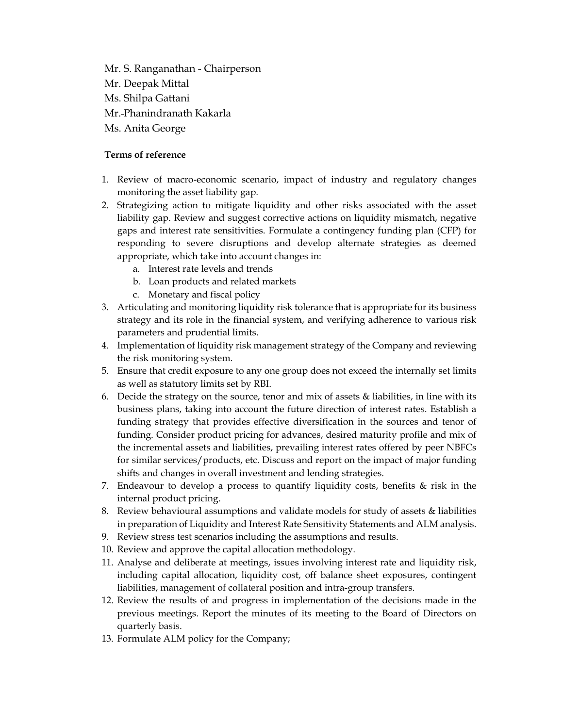Mr. S. Ranganathan - Chairperson
Mr. Deepak Mittal
Ms. Shilpa Gattani
Mr. Phanindranath Kakarla
Ms. Anita George

**Terms of reference**

1. Review of macro-economic scenario, impact of industry and regulatory changes monitoring the asset liability gap.
2. Strategizing action to mitigate liquidity and other risks associated with the asset liability gap. Review and suggest corrective actions on liquidity mismatch, negative gaps and interest rate sensitivities. Formulate a contingency funding plan (CFP) for responding to severe disruptions and develop alternate strategies as deemed appropriate, which take into account changes in:
    a. Interest rate levels and trends
    b. Loan products and related markets
    c. Monetary and fiscal policy
3. Articulating and monitoring liquidity risk tolerance that is appropriate for its business strategy and its role in the financial system, and verifying adherence to various risk parameters and prudential limits.
4. Implementation of liquidity risk management strategy of the Company and reviewing the risk monitoring system.
5. Ensure that credit exposure to any one group does not exceed the internally set limits as well as statutory limits set by RBI.
6. Decide the strategy on the source, tenor and mix of assets & liabilities, in line with its business plans, taking into account the future direction of interest rates. Establish a funding strategy that provides effective diversification in the sources and tenor of funding. Consider product pricing for advances, desired maturity profile and mix of the incremental assets and liabilities, prevailing interest rates offered by peer NBFCs for similar services/products, etc. Discuss and report on the impact of major funding shifts and changes in overall investment and lending strategies.
7. Endeavour to develop a process to quantify liquidity costs, benefits & risk in the internal product pricing.
8. Review behavioural assumptions and validate models for study of assets & liabilities in preparation of Liquidity and Interest Rate Sensitivity Statements and ALM analysis.
9. Review stress test scenarios including the assumptions and results.
10. Review and approve the capital allocation methodology.
11. Analyse and deliberate at meetings, issues involving interest rate and liquidity risk, including capital allocation, liquidity cost, off balance sheet exposures, contingent liabilities, management of collateral position and intra-group transfers.
12. Review the results of and progress in implementation of the decisions made in the previous meetings. Report the minutes of its meeting to the Board of Directors on quarterly basis.
13. Formulate ALM policy for the Company;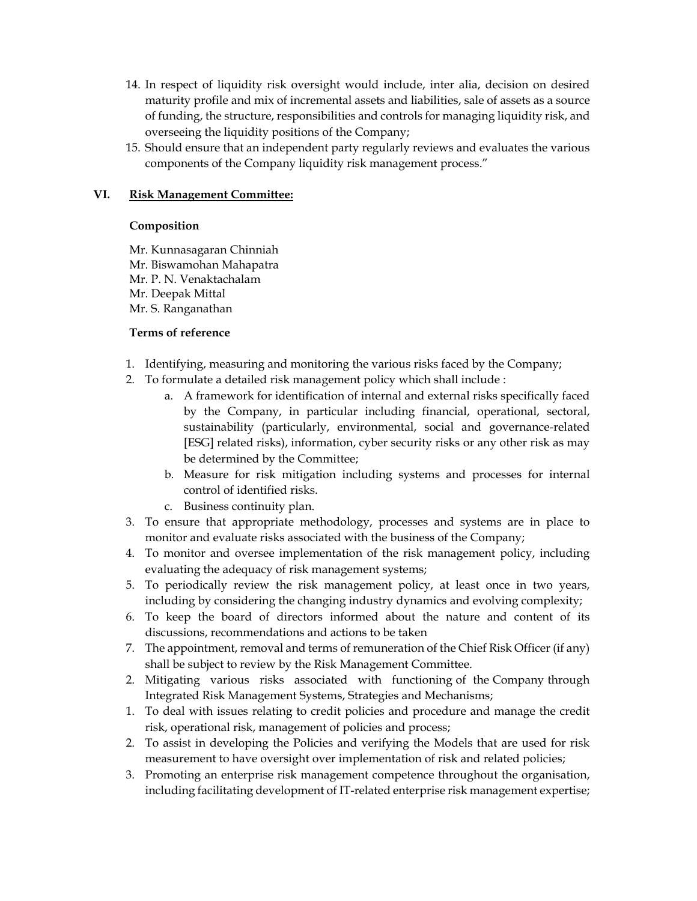14. In respect of liquidity risk oversight would include, inter alia, decision on desired maturity profile and mix of incremental assets and liabilities, sale of assets as a source of funding, the structure, responsibilities and controls for managing liquidity risk, and overseeing the liquidity positions of the Company;
15. Should ensure that an independent party regularly reviews and evaluates the various components of the Company liquidity risk management process."

## VI. Risk Management Committee:

**Composition**

Mr. Kunnasagaran Chinniah
Mr. Biswamohan Mahapatra
Mr. P. N. Venaktachalam
Mr. Deepak Mittal
Mr. S. Ranganathan

**Terms of reference**

1. Identifying, measuring and monitoring the various risks faced by the Company;
2. To formulate a detailed risk management policy which shall include :
   a. A framework for identification of internal and external risks specifically faced by the Company, in particular including financial, operational, sectoral, sustainability (particularly, environmental, social and governance-related [ESG] related risks), information, cyber security risks or any other risk as may be determined by the Committee;
   b. Measure for risk mitigation including systems and processes for internal control of identified risks.
   c. Business continuity plan.
3. To ensure that appropriate methodology, processes and systems are in place to monitor and evaluate risks associated with the business of the Company;
4. To monitor and oversee implementation of the risk management policy, including evaluating the adequacy of risk management systems;
5. To periodically review the risk management policy, at least once in two years, including by considering the changing industry dynamics and evolving complexity;
6. To keep the board of directors informed about the nature and content of its discussions, recommendations and actions to be taken
7. The appointment, removal and terms of remuneration of the Chief Risk Officer (if any) shall be subject to review by the Risk Management Committee.

2. Mitigating various risks associated with functioning of the Company through Integrated Risk Management Systems, Strategies and Mechanisms;

1. To deal with issues relating to credit policies and procedure and manage the credit risk, operational risk, management of policies and process;
2. To assist in developing the Policies and verifying the Models that are used for risk measurement to have oversight over implementation of risk and related policies;
3. Promoting an enterprise risk management competence throughout the organisation, including facilitating development of IT-related enterprise risk management expertise;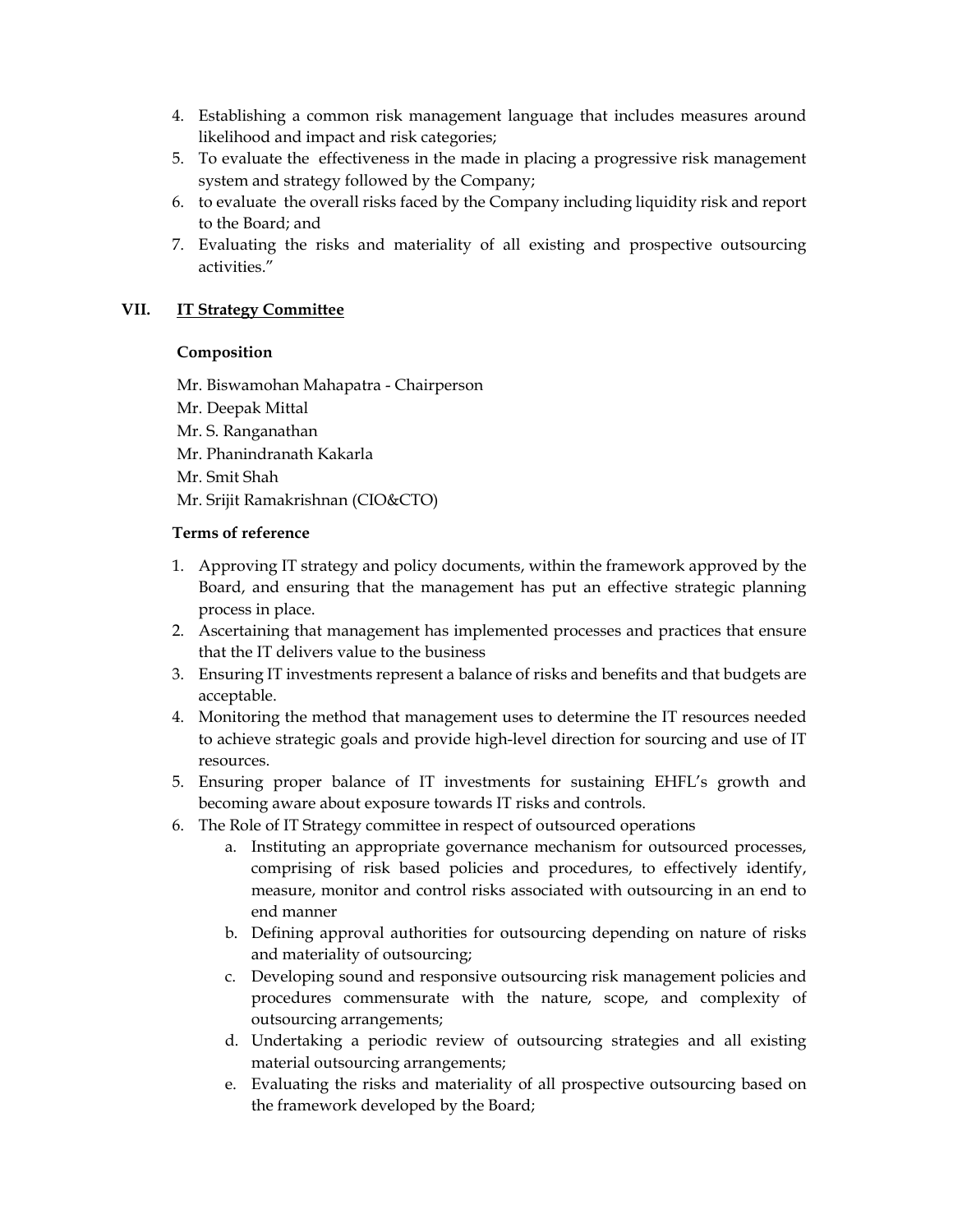4. Establishing a common risk management language that includes measures around likelihood and impact and risk categories;
5. To evaluate the effectiveness in the made in placing a progressive risk management system and strategy followed by the Company;
6. to evaluate the overall risks faced by the Company including liquidity risk and report to the Board; and
7. Evaluating the risks and materiality of all existing and prospective outsourcing activities."

## VII. <u>IT Strategy Committee</u>

**Composition**

Mr. Biswamohan Mahapatra - Chairperson
Mr. Deepak Mittal
Mr. S. Ranganathan
Mr. Phanindranath Kakarla
Mr. Smit Shah
Mr. Srijit Ramakrishnan (CIO&CTO)

**Terms of reference**

1. Approving IT strategy and policy documents, within the framework approved by the Board, and ensuring that the management has put an effective strategic planning process in place.
2. Ascertaining that management has implemented processes and practices that ensure that the IT delivers value to the business
3. Ensuring IT investments represent a balance of risks and benefits and that budgets are acceptable.
4. Monitoring the method that management uses to determine the IT resources needed to achieve strategic goals and provide high-level direction for sourcing and use of IT resources.
5. Ensuring proper balance of IT investments for sustaining EHFL's growth and becoming aware about exposure towards IT risks and controls.
6. The Role of IT Strategy committee in respect of outsourced operations
    a. Instituting an appropriate governance mechanism for outsourced processes, comprising of risk based policies and procedures, to effectively identify, measure, monitor and control risks associated with outsourcing in an end to end manner
    b. Defining approval authorities for outsourcing depending on nature of risks and materiality of outsourcing;
    c. Developing sound and responsive outsourcing risk management policies and procedures commensurate with the nature, scope, and complexity of outsourcing arrangements;
    d. Undertaking a periodic review of outsourcing strategies and all existing material outsourcing arrangements;
    e. Evaluating the risks and materiality of all prospective outsourcing based on the framework developed by the Board;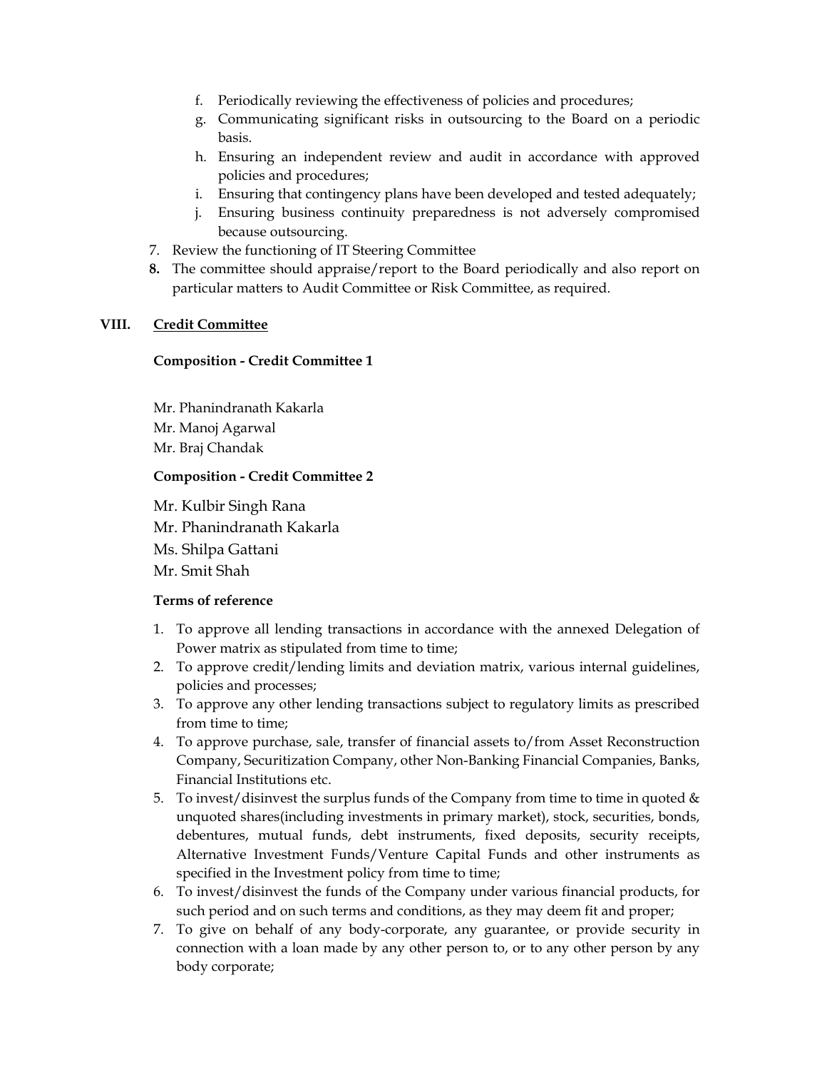f. Periodically reviewing the effectiveness of policies and procedures;
g. Communicating significant risks in outsourcing to the Board on a periodic basis.
h. Ensuring an independent review and audit in accordance with approved policies and procedures;
i. Ensuring that contingency plans have been developed and tested adequately;
j. Ensuring business continuity preparedness is not adversely compromised because outsourcing.

7. Review the functioning of IT Steering Committee
8. The committee should appraise/report to the Board periodically and also report on particular matters to Audit Committee or Risk Committee, as required.

## VIII. <u>Credit Committee</u>

**Composition - Credit Committee 1**

Mr. Phanindranath Kakarla
Mr. Manoj Agarwal
Mr. Braj Chandak

**Composition - Credit Committee 2**

Mr. Kulbir Singh Rana
Mr. Phanindranath Kakarla
Ms. Shilpa Gattani
Mr. Smit Shah

**Terms of reference**

1. To approve all lending transactions in accordance with the annexed Delegation of Power matrix as stipulated from time to time;
2. To approve credit/lending limits and deviation matrix, various internal guidelines, policies and processes;
3. To approve any other lending transactions subject to regulatory limits as prescribed from time to time;
4. To approve purchase, sale, transfer of financial assets to/from Asset Reconstruction Company, Securitization Company, other Non-Banking Financial Companies, Banks, Financial Institutions etc.
5. To invest/disinvest the surplus funds of the Company from time to time in quoted & unquoted shares(including investments in primary market), stock, securities, bonds, debentures, mutual funds, debt instruments, fixed deposits, security receipts, Alternative Investment Funds/Venture Capital Funds and other instruments as specified in the Investment policy from time to time;
6. To invest/disinvest the funds of the Company under various financial products, for such period and on such terms and conditions, as they may deem fit and proper;
7. To give on behalf of any body-corporate, any guarantee, or provide security in connection with a loan made by any other person to, or to any other person by any body corporate;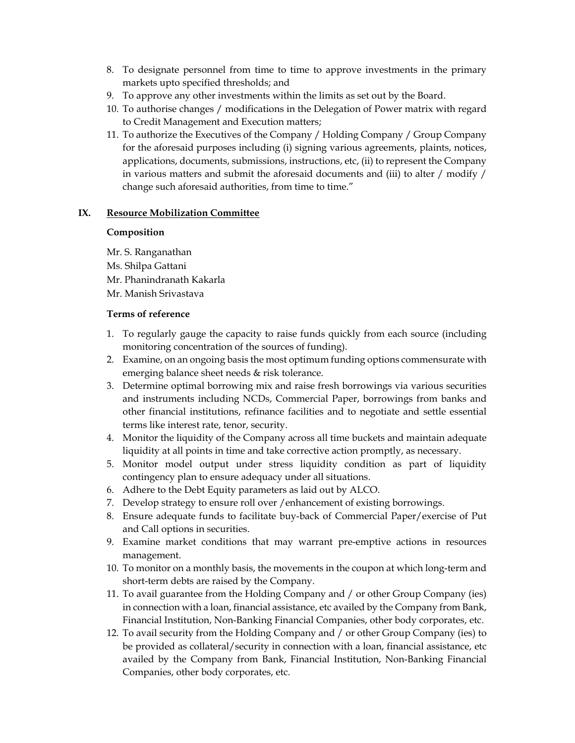8. To designate personnel from time to time to approve investments in the primary markets upto specified thresholds; and
9. To approve any other investments within the limits as set out by the Board.
10. To authorise changes / modifications in the Delegation of Power matrix with regard to Credit Management and Execution matters;
11. To authorize the Executives of the Company / Holding Company / Group Company for the aforesaid purposes including (i) signing various agreements, plaints, notices, applications, documents, submissions, instructions, etc, (ii) to represent the Company in various matters and submit the aforesaid documents and (iii) to alter / modify / change such aforesaid authorities, from time to time."

## IX. Resource Mobilization Committee

**Composition**

Mr. S. Ranganathan
Ms. Shilpa Gattani
Mr. Phanindranath Kakarla
Mr. Manish Srivastava

**Terms of reference**

1. To regularly gauge the capacity to raise funds quickly from each source (including monitoring concentration of the sources of funding).
2. Examine, on an ongoing basis the most optimum funding options commensurate with emerging balance sheet needs & risk tolerance.
3. Determine optimal borrowing mix and raise fresh borrowings via various securities and instruments including NCDs, Commercial Paper, borrowings from banks and other financial institutions, refinance facilities and to negotiate and settle essential terms like interest rate, tenor, security.
4. Monitor the liquidity of the Company across all time buckets and maintain adequate liquidity at all points in time and take corrective action promptly, as necessary.
5. Monitor model output under stress liquidity condition as part of liquidity contingency plan to ensure adequacy under all situations.
6. Adhere to the Debt Equity parameters as laid out by ALCO.
7. Develop strategy to ensure roll over /enhancement of existing borrowings.
8. Ensure adequate funds to facilitate buy-back of Commercial Paper/exercise of Put and Call options in securities.
9. Examine market conditions that may warrant pre-emptive actions in resources management.
10. To monitor on a monthly basis, the movements in the coupon at which long-term and short-term debts are raised by the Company.
11. To avail guarantee from the Holding Company and / or other Group Company (ies) in connection with a loan, financial assistance, etc availed by the Company from Bank, Financial Institution, Non-Banking Financial Companies, other body corporates, etc.
12. To avail security from the Holding Company and / or other Group Company (ies) to be provided as collateral/security in connection with a loan, financial assistance, etc availed by the Company from Bank, Financial Institution, Non-Banking Financial Companies, other body corporates, etc.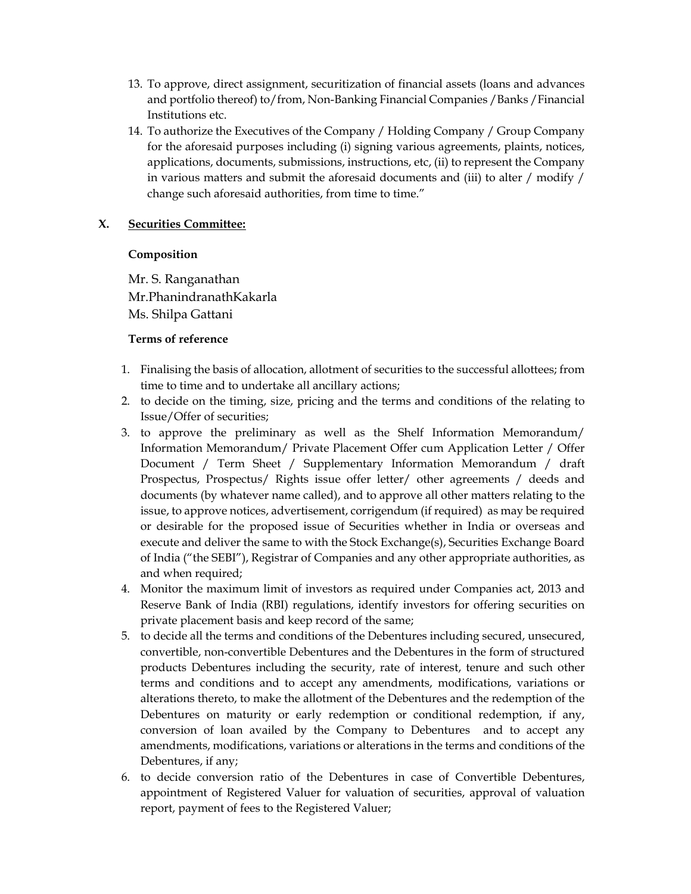13. To approve, direct assignment, securitization of financial assets (loans and advances and portfolio thereof) to/from, Non-Banking Financial Companies /Banks /Financial Institutions etc.
14. To authorize the Executives of the Company / Holding Company / Group Company for the aforesaid purposes including (i) signing various agreements, plaints, notices, applications, documents, submissions, instructions, etc, (ii) to represent the Company in various matters and submit the aforesaid documents and (iii) to alter / modify / change such aforesaid authorities, from time to time."

## X. Securities Committee:

**Composition**

Mr. S. Ranganathan
Mr.PhanindranathKakarla
Ms. Shilpa Gattani

**Terms of reference**

1. Finalising the basis of allocation, allotment of securities to the successful allottees; from time to time and to undertake all ancillary actions;
2. to decide on the timing, size, pricing and the terms and conditions of the relating to Issue/Offer of securities;
3. to approve the preliminary as well as the Shelf Information Memorandum/ Information Memorandum/ Private Placement Offer cum Application Letter / Offer Document / Term Sheet / Supplementary Information Memorandum / draft Prospectus, Prospectus/ Rights issue offer letter/ other agreements / deeds and documents (by whatever name called), and to approve all other matters relating to the issue, to approve notices, advertisement, corrigendum (if required) as may be required or desirable for the proposed issue of Securities whether in India or overseas and execute and deliver the same to with the Stock Exchange(s), Securities Exchange Board of India ("the SEBI"), Registrar of Companies and any other appropriate authorities, as and when required;
4. Monitor the maximum limit of investors as required under Companies act, 2013 and Reserve Bank of India (RBI) regulations, identify investors for offering securities on private placement basis and keep record of the same;
5. to decide all the terms and conditions of the Debentures including secured, unsecured, convertible, non-convertible Debentures and the Debentures in the form of structured products Debentures including the security, rate of interest, tenure and such other terms and conditions and to accept any amendments, modifications, variations or alterations thereto, to make the allotment of the Debentures and the redemption of the Debentures on maturity or early redemption or conditional redemption, if any, conversion of loan availed by the Company to Debentures and to accept any amendments, modifications, variations or alterations in the terms and conditions of the Debentures, if any;
6. to decide conversion ratio of the Debentures in case of Convertible Debentures, appointment of Registered Valuer for valuation of securities, approval of valuation report, payment of fees to the Registered Valuer;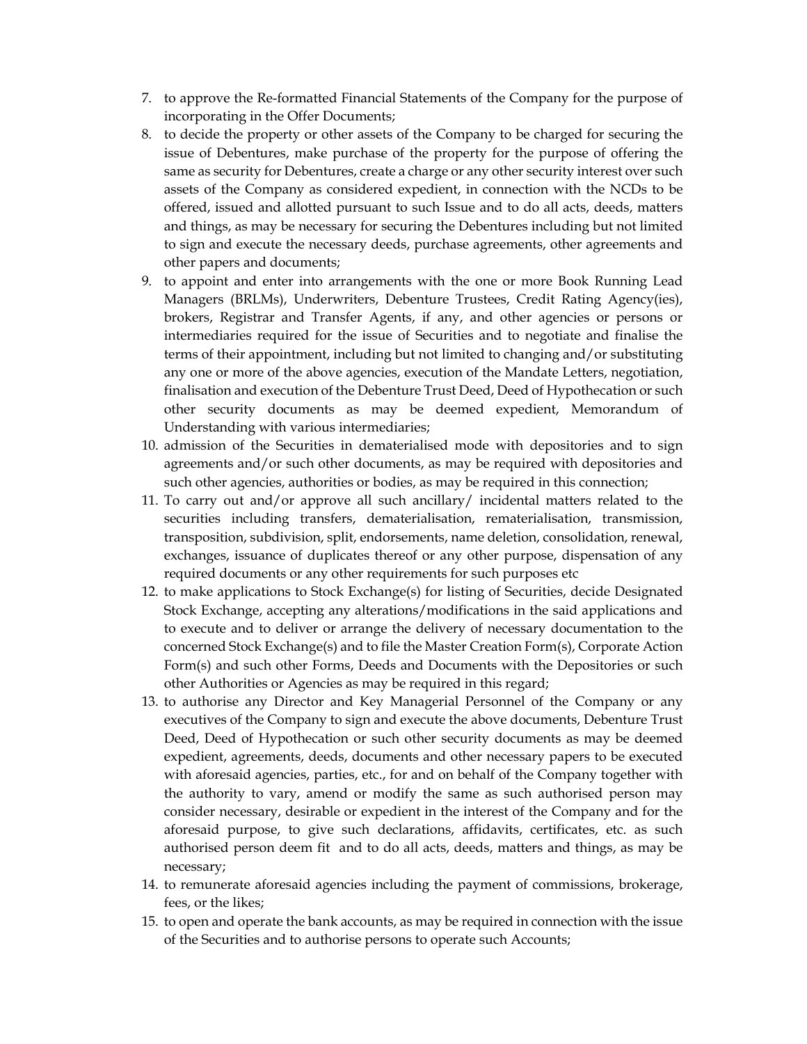7. to approve the Re-formatted Financial Statements of the Company for the purpose of incorporating in the Offer Documents;
8. to decide the property or other assets of the Company to be charged for securing the issue of Debentures, make purchase of the property for the purpose of offering the same as security for Debentures, create a charge or any other security interest over such assets of the Company as considered expedient, in connection with the NCDs to be offered, issued and allotted pursuant to such Issue and to do all acts, deeds, matters and things, as may be necessary for securing the Debentures including but not limited to sign and execute the necessary deeds, purchase agreements, other agreements and other papers and documents;
9. to appoint and enter into arrangements with the one or more Book Running Lead Managers (BRLMs), Underwriters, Debenture Trustees, Credit Rating Agency(ies), brokers, Registrar and Transfer Agents, if any, and other agencies or persons or intermediaries required for the issue of Securities and to negotiate and finalise the terms of their appointment, including but not limited to changing and/or substituting any one or more of the above agencies, execution of the Mandate Letters, negotiation, finalisation and execution of the Debenture Trust Deed, Deed of Hypothecation or such other security documents as may be deemed expedient, Memorandum of Understanding with various intermediaries;
10. admission of the Securities in dematerialised mode with depositories and to sign agreements and/or such other documents, as may be required with depositories and such other agencies, authorities or bodies, as may be required in this connection;
11. To carry out and/or approve all such ancillary/ incidental matters related to the securities including transfers, dematerialisation, rematerialisation, transmission, transposition, subdivision, split, endorsements, name deletion, consolidation, renewal, exchanges, issuance of duplicates thereof or any other purpose, dispensation of any required documents or any other requirements for such purposes etc
12. to make applications to Stock Exchange(s) for listing of Securities, decide Designated Stock Exchange, accepting any alterations/modifications in the said applications and to execute and to deliver or arrange the delivery of necessary documentation to the concerned Stock Exchange(s) and to file the Master Creation Form(s), Corporate Action Form(s) and such other Forms, Deeds and Documents with the Depositories or such other Authorities or Agencies as may be required in this regard;
13. to authorise any Director and Key Managerial Personnel of the Company or any executives of the Company to sign and execute the above documents, Debenture Trust Deed, Deed of Hypothecation or such other security documents as may be deemed expedient, agreements, deeds, documents and other necessary papers to be executed with aforesaid agencies, parties, etc., for and on behalf of the Company together with the authority to vary, amend or modify the same as such authorised person may consider necessary, desirable or expedient in the interest of the Company and for the aforesaid purpose, to give such declarations, affidavits, certificates, etc. as such authorised person deem fit and to do all acts, deeds, matters and things, as may be necessary;
14. to remunerate aforesaid agencies including the payment of commissions, brokerage, fees, or the likes;
15. to open and operate the bank accounts, as may be required in connection with the issue of the Securities and to authorise persons to operate such Accounts;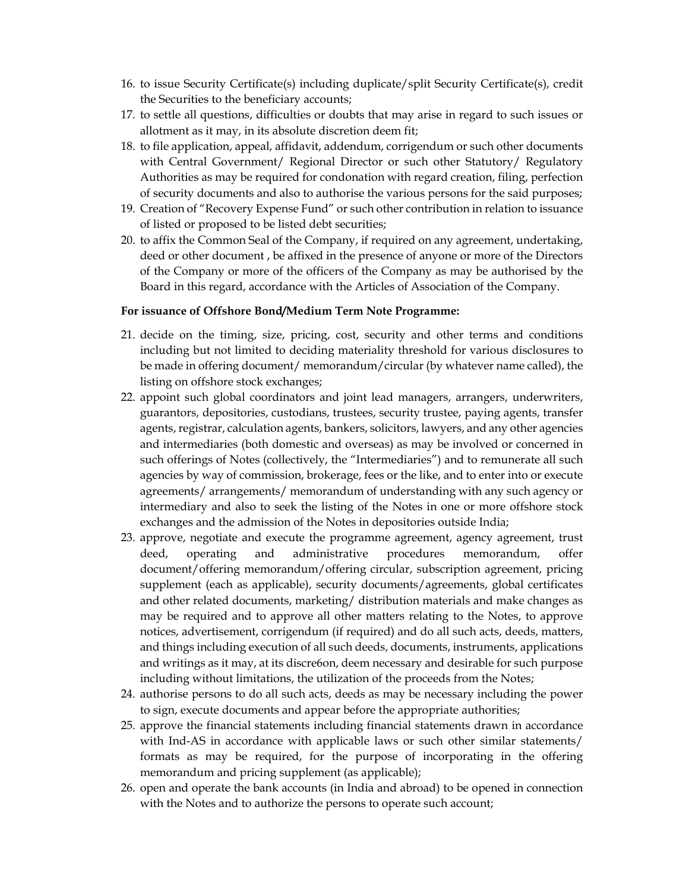16. to issue Security Certificate(s) including duplicate/split Security Certificate(s), credit the Securities to the beneficiary accounts;
17. to settle all questions, difficulties or doubts that may arise in regard to such issues or allotment as it may, in its absolute discretion deem fit;
18. to file application, appeal, affidavit, addendum, corrigendum or such other documents with Central Government/ Regional Director or such other Statutory/ Regulatory Authorities as may be required for condonation with regard creation, filing, perfection of security documents and also to authorise the various persons for the said purposes;
19. Creation of "Recovery Expense Fund" or such other contribution in relation to issuance of listed or proposed to be listed debt securities;
20. to affix the Common Seal of the Company, if required on any agreement, undertaking, deed or other document , be affixed in the presence of anyone or more of the Directors of the Company or more of the officers of the Company as may be authorised by the Board in this regard, accordance with the Articles of Association of the Company.

**For issuance of Offshore Bond/Medium Term Note Programme:**

21. decide on the timing, size, pricing, cost, security and other terms and conditions including but not limited to deciding materiality threshold for various disclosures to be made in offering document/ memorandum/circular (by whatever name called), the listing on offshore stock exchanges;
22. appoint such global coordinators and joint lead managers, arrangers, underwriters, guarantors, depositories, custodians, trustees, security trustee, paying agents, transfer agents, registrar, calculation agents, bankers, solicitors, lawyers, and any other agencies and intermediaries (both domestic and overseas) as may be involved or concerned in such offerings of Notes (collectively, the "Intermediaries") and to remunerate all such agencies by way of commission, brokerage, fees or the like, and to enter into or execute agreements/ arrangements/ memorandum of understanding with any such agency or intermediary and also to seek the listing of the Notes in one or more offshore stock exchanges and the admission of the Notes in depositories outside India;
23. approve, negotiate and execute the programme agreement, agency agreement, trust deed, operating and administrative procedures memorandum, offer document/offering memorandum/offering circular, subscription agreement, pricing supplement (each as applicable), security documents/agreements, global certificates and other related documents, marketing/ distribution materials and make changes as may be required and to approve all other matters relating to the Notes, to approve notices, advertisement, corrigendum (if required) and do all such acts, deeds, matters, and things including execution of all such deeds, documents, instruments, applications and writings as it may, at its discre6on, deem necessary and desirable for such purpose including without limitations, the utilization of the proceeds from the Notes;
24. authorise persons to do all such acts, deeds as may be necessary including the power to sign, execute documents and appear before the appropriate authorities;
25. approve the financial statements including financial statements drawn in accordance with Ind-AS in accordance with applicable laws or such other similar statements/ formats as may be required, for the purpose of incorporating in the offering memorandum and pricing supplement (as applicable);
26. open and operate the bank accounts (in India and abroad) to be opened in connection with the Notes and to authorize the persons to operate such account;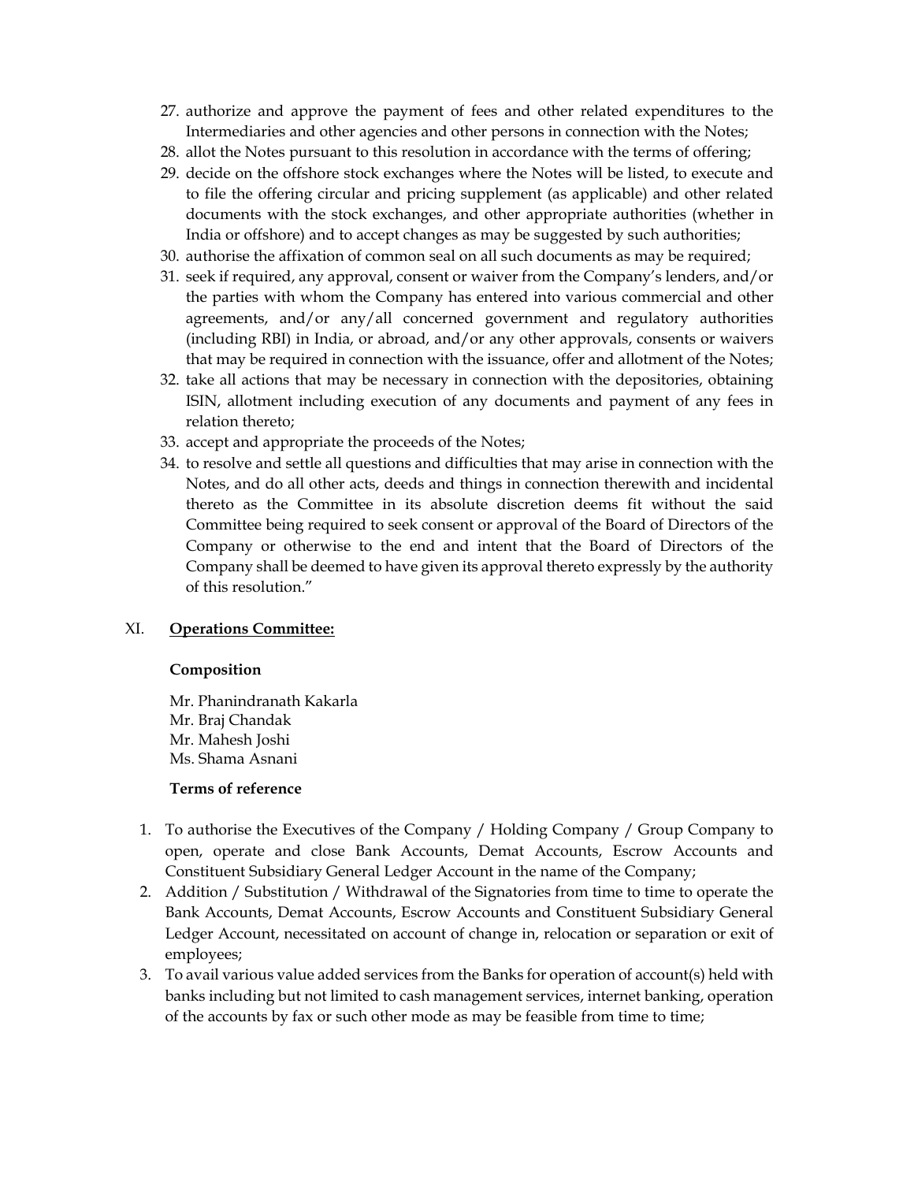27. authorize and approve the payment of fees and other related expenditures to the Intermediaries and other agencies and other persons in connection with the Notes;
28. allot the Notes pursuant to this resolution in accordance with the terms of offering;
29. decide on the offshore stock exchanges where the Notes will be listed, to execute and to file the offering circular and pricing supplement (as applicable) and other related documents with the stock exchanges, and other appropriate authorities (whether in India or offshore) and to accept changes as may be suggested by such authorities;
30. authorise the affixation of common seal on all such documents as may be required;
31. seek if required, any approval, consent or waiver from the Company's lenders, and/or the parties with whom the Company has entered into various commercial and other agreements, and/or any/all concerned government and regulatory authorities (including RBI) in India, or abroad, and/or any other approvals, consents or waivers that may be required in connection with the issuance, offer and allotment of the Notes;
32. take all actions that may be necessary in connection with the depositories, obtaining ISIN, allotment including execution of any documents and payment of any fees in relation thereto;
33. accept and appropriate the proceeds of the Notes;
34. to resolve and settle all questions and difficulties that may arise in connection with the Notes, and do all other acts, deeds and things in connection therewith and incidental thereto as the Committee in its absolute discretion deems fit without the said Committee being required to seek consent or approval of the Board of Directors of the Company or otherwise to the end and intent that the Board of Directors of the Company shall be deemed to have given its approval thereto expressly by the authority of this resolution."

## XI. Operations Committee:

**Composition**

Mr. Phanindranath Kakarla
Mr. Braj Chandak
Mr. Mahesh Joshi
Ms. Shama Asnani

**Terms of reference**

1. To authorise the Executives of the Company / Holding Company / Group Company to open, operate and close Bank Accounts, Demat Accounts, Escrow Accounts and Constituent Subsidiary General Ledger Account in the name of the Company;
2. Addition / Substitution / Withdrawal of the Signatories from time to time to operate the Bank Accounts, Demat Accounts, Escrow Accounts and Constituent Subsidiary General Ledger Account, necessitated on account of change in, relocation or separation or exit of employees;
3. To avail various value added services from the Banks for operation of account(s) held with banks including but not limited to cash management services, internet banking, operation of the accounts by fax or such other mode as may be feasible from time to time;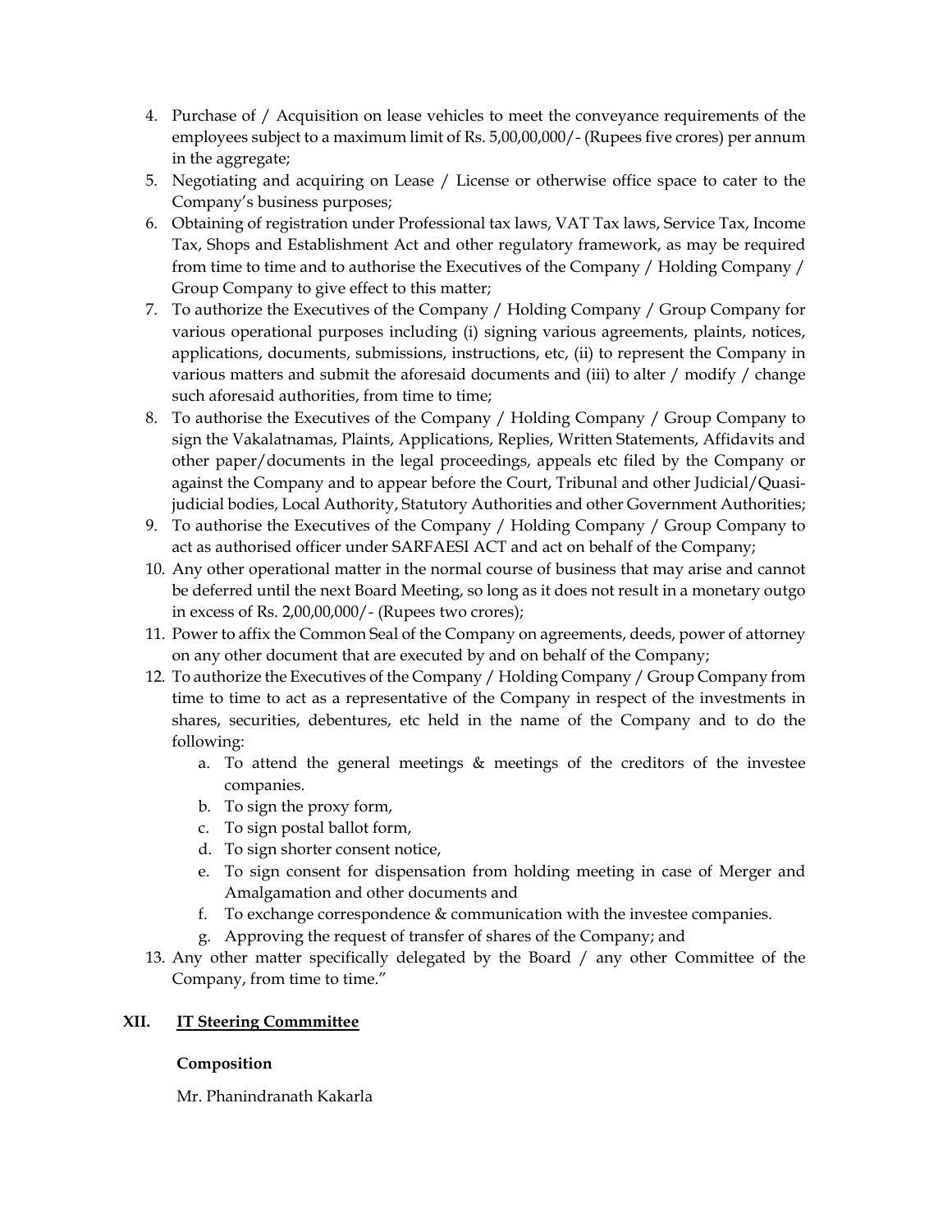4. Purchase of / Acquisition on lease vehicles to meet the conveyance requirements of the employees subject to a maximum limit of Rs. 5,00,00,000/- (Rupees five crores) per annum in the aggregate;
5. Negotiating and acquiring on Lease / License or otherwise office space to cater to the Company's business purposes;
6. Obtaining of registration under Professional tax laws, VAT Tax laws, Service Tax, Income Tax, Shops and Establishment Act and other regulatory framework, as may be required from time to time and to authorise the Executives of the Company / Holding Company / Group Company to give effect to this matter;
7. To authorize the Executives of the Company / Holding Company / Group Company for various operational purposes including (i) signing various agreements, plaints, notices, applications, documents, submissions, instructions, etc, (ii) to represent the Company in various matters and submit the aforesaid documents and (iii) to alter / modify / change such aforesaid authorities, from time to time;
8. To authorise the Executives of the Company / Holding Company / Group Company to sign the Vakalatnamas, Plaints, Applications, Replies, Written Statements, Affidavits and other paper/documents in the legal proceedings, appeals etc filed by the Company or against the Company and to appear before the Court, Tribunal and other Judicial/Quasi-judicial bodies, Local Authority, Statutory Authorities and other Government Authorities;
9. To authorise the Executives of the Company / Holding Company / Group Company to act as authorised officer under SARFAESI ACT and act on behalf of the Company;
10. Any other operational matter in the normal course of business that may arise and cannot be deferred until the next Board Meeting, so long as it does not result in a monetary outgo in excess of Rs. 2,00,00,000/- (Rupees two crores);
11. Power to affix the Common Seal of the Company on agreements, deeds, power of attorney on any other document that are executed by and on behalf of the Company;
12. To authorize the Executives of the Company / Holding Company / Group Company from time to time to act as a representative of the Company in respect of the investments in shares, securities, debentures, etc held in the name of the Company and to do the following:
    a. To attend the general meetings & meetings of the creditors of the investee companies.
    b. To sign the proxy form,
    c. To sign postal ballot form,
    d. To sign shorter consent notice,
    e. To sign consent for dispensation from holding meeting in case of Merger and Amalgamation and other documents and
    f. To exchange correspondence & communication with the investee companies.
    g. Approving the request of transfer of shares of the Company; and
13. Any other matter specifically delegated by the Board / any other Committee of the Company, from time to time."

## XII. IT Steering Commmittee

**Composition**

Mr. Phanindranath Kakarla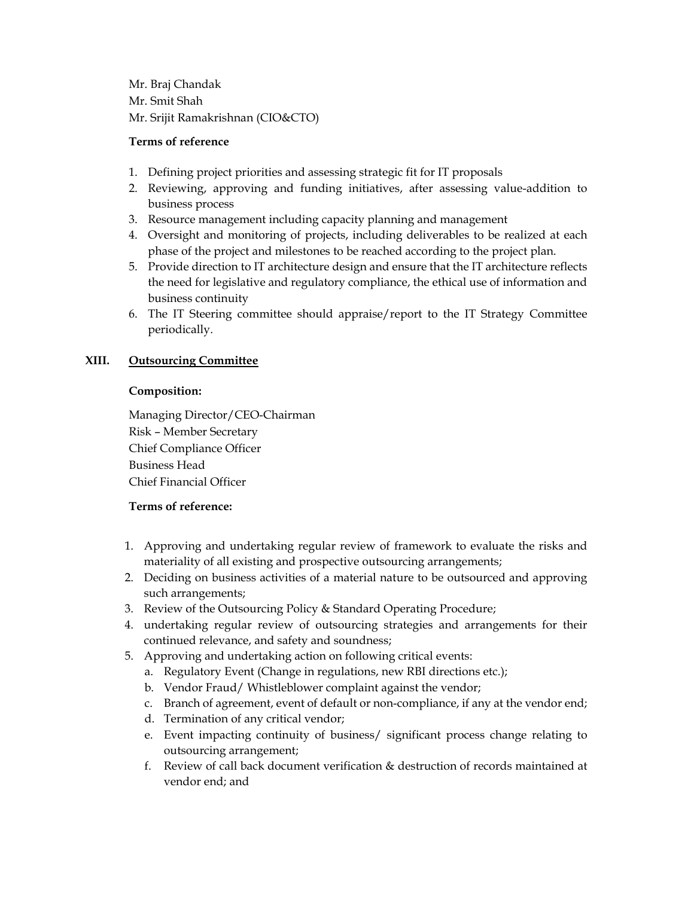Mr. Braj Chandak
Mr. Smit Shah
Mr. Srijit Ramakrishnan (CIO&CTO)

**Terms of reference**

1. Defining project priorities and assessing strategic fit for IT proposals
2. Reviewing, approving and funding initiatives, after assessing value-addition to business process
3. Resource management including capacity planning and management
4. Oversight and monitoring of projects, including deliverables to be realized at each phase of the project and milestones to be reached according to the project plan.
5. Provide direction to IT architecture design and ensure that the IT architecture reflects the need for legislative and regulatory compliance, the ethical use of information and business continuity
6. The IT Steering committee should appraise/report to the IT Strategy Committee periodically.

## XIII. Outsourcing Committee

**Composition:**

Managing Director/CEO-Chairman
Risk – Member Secretary
Chief Compliance Officer
Business Head
Chief Financial Officer

**Terms of reference:**

1. Approving and undertaking regular review of framework to evaluate the risks and materiality of all existing and prospective outsourcing arrangements;
2. Deciding on business activities of a material nature to be outsourced and approving such arrangements;
3. Review of the Outsourcing Policy & Standard Operating Procedure;
4. undertaking regular review of outsourcing strategies and arrangements for their continued relevance, and safety and soundness;
5. Approving and undertaking action on following critical events:
   a. Regulatory Event (Change in regulations, new RBI directions etc.);
   b. Vendor Fraud/ Whistleblower complaint against the vendor;
   c. Branch of agreement, event of default or non-compliance, if any at the vendor end;
   d. Termination of any critical vendor;
   e. Event impacting continuity of business/ significant process change relating to outsourcing arrangement;
   f. Review of call back document verification & destruction of records maintained at vendor end; and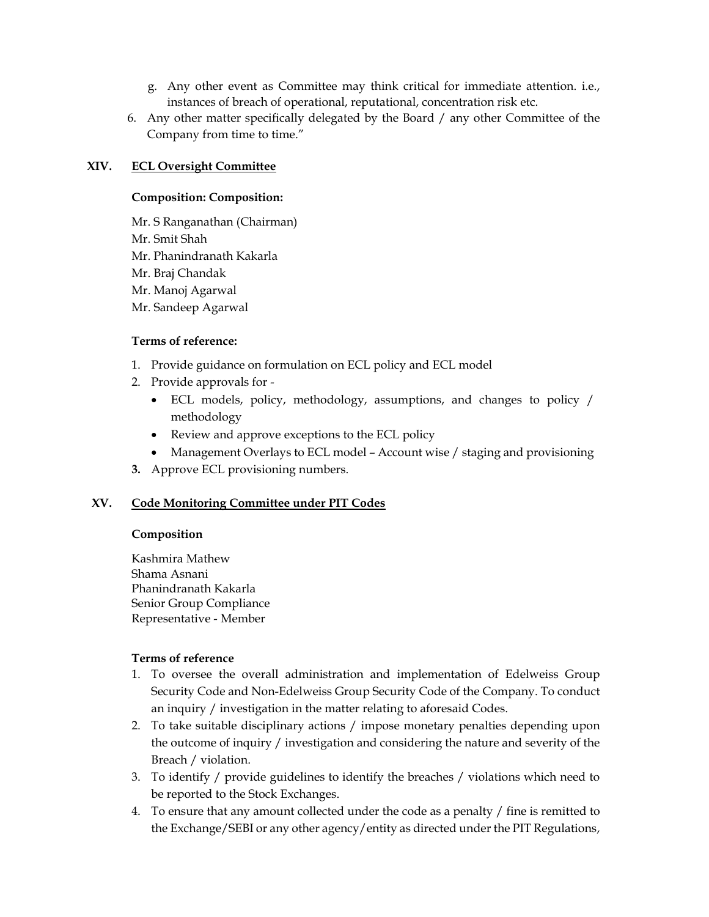g. Any other event as Committee may think critical for immediate attention. i.e., instances of breach of operational, reputational, concentration risk etc.

6. Any other matter specifically delegated by the Board / any other Committee of the Company from time to time."

## XIV. ECL Oversight Committee

**Composition: Composition:**

Mr. S Ranganathan (Chairman)
Mr. Smit Shah
Mr. Phanindranath Kakarla
Mr. Braj Chandak
Mr. Manoj Agarwal
Mr. Sandeep Agarwal

**Terms of reference:**

1. Provide guidance on formulation on ECL policy and ECL model
2. Provide approvals for -
   - ECL models, policy, methodology, assumptions, and changes to policy / methodology
   - Review and approve exceptions to the ECL policy
   - Management Overlays to ECL model – Account wise / staging and provisioning
3. Approve ECL provisioning numbers.

## XV. Code Monitoring Committee under PIT Codes

**Composition**

Kashmira Mathew
Shama Asnani
Phanindranath Kakarla
Senior Group Compliance Representative - Member

**Terms of reference**

1. To oversee the overall administration and implementation of Edelweiss Group Security Code and Non-Edelweiss Group Security Code of the Company. To conduct an inquiry / investigation in the matter relating to aforesaid Codes.
2. To take suitable disciplinary actions / impose monetary penalties depending upon the outcome of inquiry / investigation and considering the nature and severity of the Breach / violation.
3. To identify / provide guidelines to identify the breaches / violations which need to be reported to the Stock Exchanges.
4. To ensure that any amount collected under the code as a penalty / fine is remitted to the Exchange/SEBI or any other agency/entity as directed under the PIT Regulations,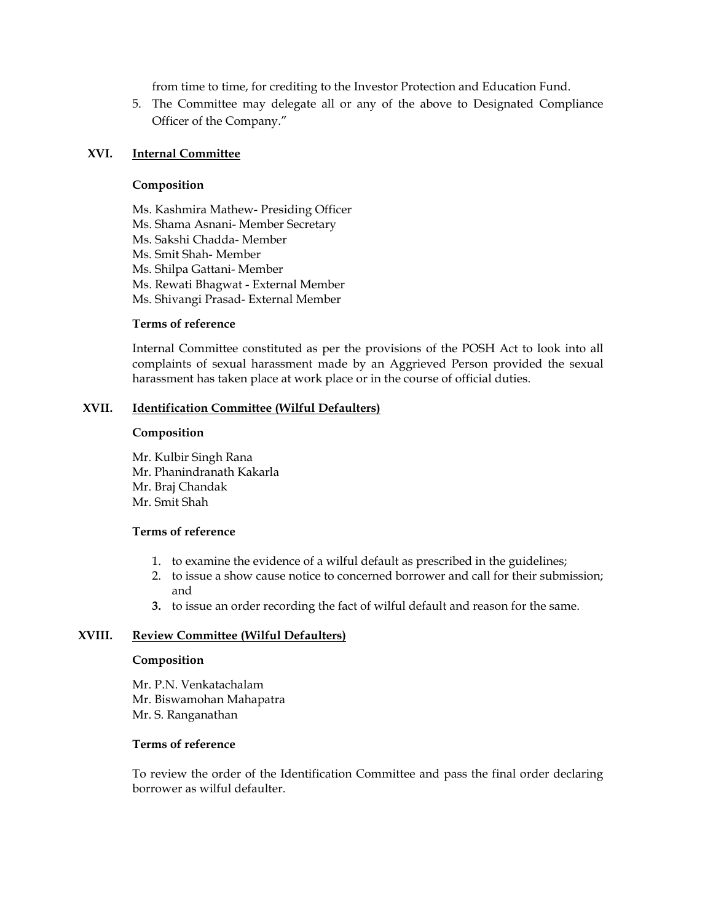from time to time, for crediting to the Investor Protection and Education Fund.

5. The Committee may delegate all or any of the above to Designated Compliance Officer of the Company."

## XVI. Internal Committee

**Composition**

Ms. Kashmira Mathew- Presiding Officer
Ms. Shama Asnani- Member Secretary
Ms. Sakshi Chadda- Member
Ms. Smit Shah- Member
Ms. Shilpa Gattani- Member
Ms. Rewati Bhagwat - External Member
Ms. Shivangi Prasad- External Member

**Terms of reference**

Internal Committee constituted as per the provisions of the POSH Act to look into all complaints of sexual harassment made by an Aggrieved Person provided the sexual harassment has taken place at work place or in the course of official duties.

## XVII. Identification Committee (Wilful Defaulters)

**Composition**

Mr. Kulbir Singh Rana
Mr. Phanindranath Kakarla
Mr. Braj Chandak
Mr. Smit Shah

**Terms of reference**

1. to examine the evidence of a wilful default as prescribed in the guidelines;
2. to issue a show cause notice to concerned borrower and call for their submission; and
3. to issue an order recording the fact of wilful default and reason for the same.

## XVIII. Review Committee (Wilful Defaulters)

**Composition**

Mr. P.N. Venkatachalam
Mr. Biswamohan Mahapatra
Mr. S. Ranganathan

**Terms of reference**

To review the order of the Identification Committee and pass the final order declaring borrower as wilful defaulter.